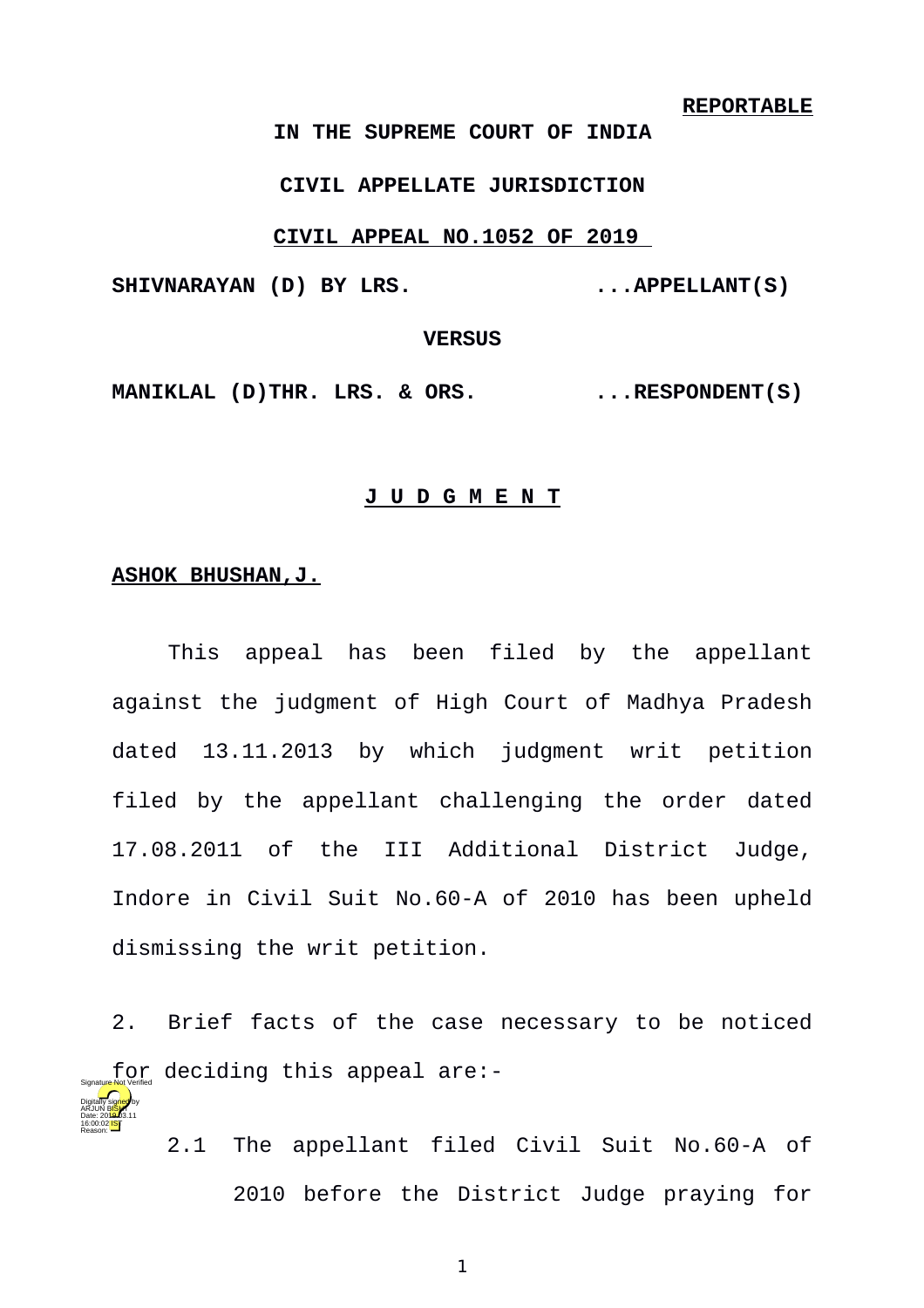**REPORTABLE**

**IN THE SUPREME COURT OF INDIA**

**CIVIL APPELLATE JURISDICTION**

**CIVIL APPEAL NO.1052 OF 2019**

**SHIVNARAYAN (D) BY LRS. ...APPELLANT(S)**

**VERSUS**

**MANIKLAL (D)THR. LRS. & ORS. ...RESPONDENT(S)**

**J U D G M E N T**

**ASHOK BHUSHAN,J.**

This appeal has been filed by the appellant against the judgment of High Court of Madhya Pradesh dated 13.11.2013 by which judgment writ petition filed by the appellant challenging the order dated 17.08.2011 of the III Additional District Judge, Indore in Civil Suit No.60-A of 2010 has been upheld dismissing the writ petition.

2. Brief facts of the case necessary to be noticed for deciding this appeal are:-

2.1 The appellant filed Civil Suit No.60-A of 2010 before the District Judge praying for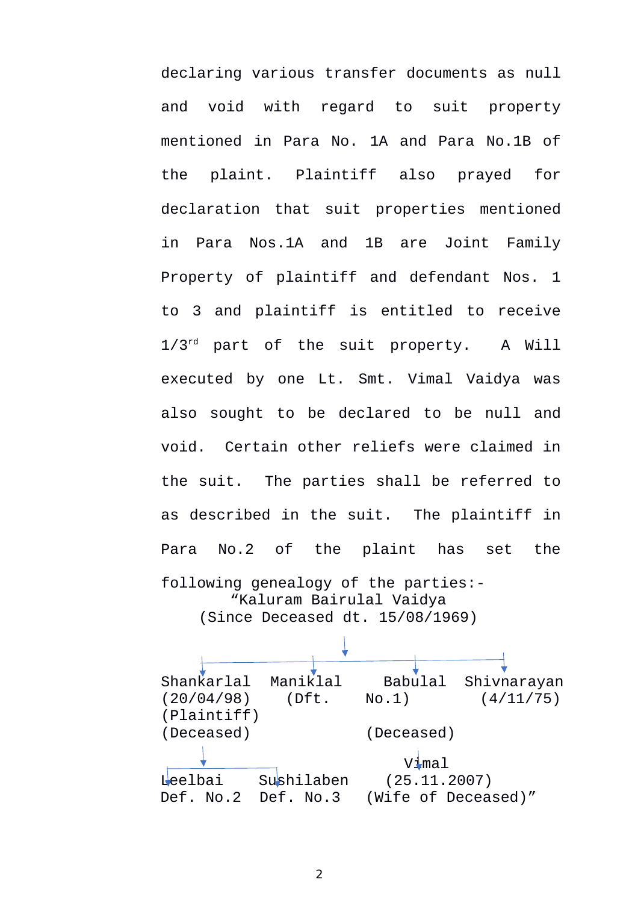declaring various transfer documents as null and void with regard to suit property mentioned in Para No. 1A and Para No.1B of the plaint. Plaintiff also prayed for declaration that suit properties mentioned in Para Nos.1A and 1B are Joint Family Property of plaintiff and defendant Nos. 1 to 3 and plaintiff is entitled to receive 1/3rd part of the suit property. A Will executed by one Lt. Smt. Vimal Vaidya was also sought to be declared to be null and void. Certain other reliefs were claimed in the suit. The parties shall be referred to as described in the suit. The plaintiff in Para No.2 of the plaint has set the following genealogy of the parties:-

“Kaluram Bairulal Vaidya
(Since Deceased dt. 15/08/1969)

| Shankarlal (20/04/98) (Plaintiff) (Deceased) | Maniklal (Dft. No.1) | Babulal (Deceased) | Shivnarayan (4/11/75) |
|---|---|---|---|

| Children of Shankarlal | | Wife of Babulal |
|---|---|---|
| Leelbai Def. No.2 | Sushilaben Def. No.3 | Vimal (25.11.2007) (Wife of Deceased)” |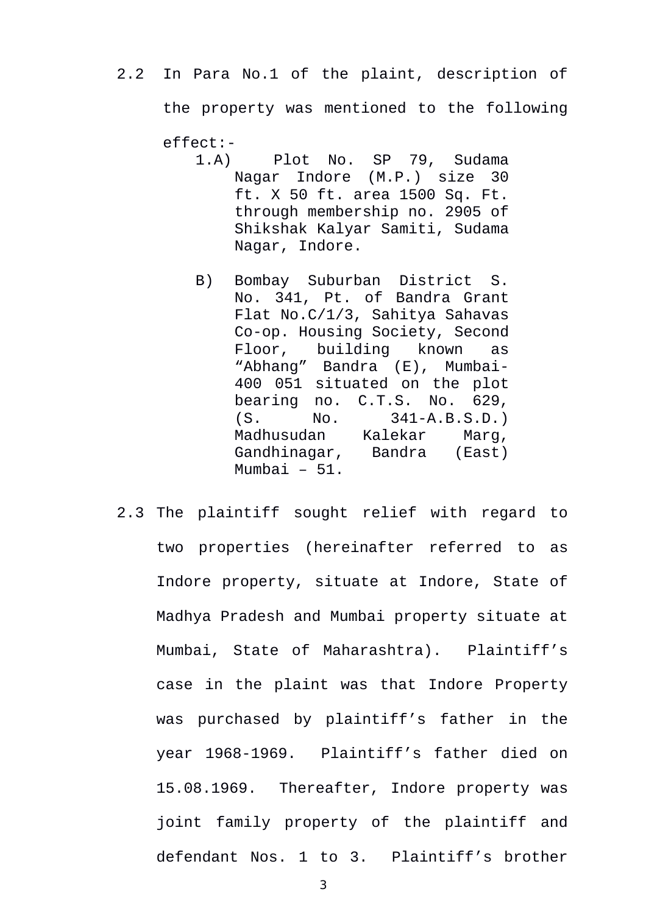2.2 In Para No.1 of the plaint, description of the property was mentioned to the following effect:-

> 1.A) Plot No. SP 79, Sudama Nagar Indore (M.P.) size 30 ft. X 50 ft. area 1500 Sq. Ft. through membership no. 2905 of Shikshak Kalyar Samiti, Sudama Nagar, Indore.
>
> B) Bombay Suburban District S. No. 341, Pt. of Bandra Grant Flat No.C/1/3, Sahitya Sahavas Co-op. Housing Society, Second Floor, building known as "Abhang" Bandra (E), Mumbai-400 051 situated on the plot bearing no. C.T.S. No. 629, (S. No. 341-A.B.S.D.) Madhusudan Kalekar Marg, Gandhinagar, Bandra (East) Mumbai – 51.

2.3 The plaintiff sought relief with regard to two properties (hereinafter referred to as Indore property, situate at Indore, State of Madhya Pradesh and Mumbai property situate at Mumbai, State of Maharashtra). Plaintiff's case in the plaint was that Indore Property was purchased by plaintiff's father in the year 1968-1969. Plaintiff's father died on 15.08.1969. Thereafter, Indore property was joint family property of the plaintiff and defendant Nos. 1 to 3. Plaintiff's brother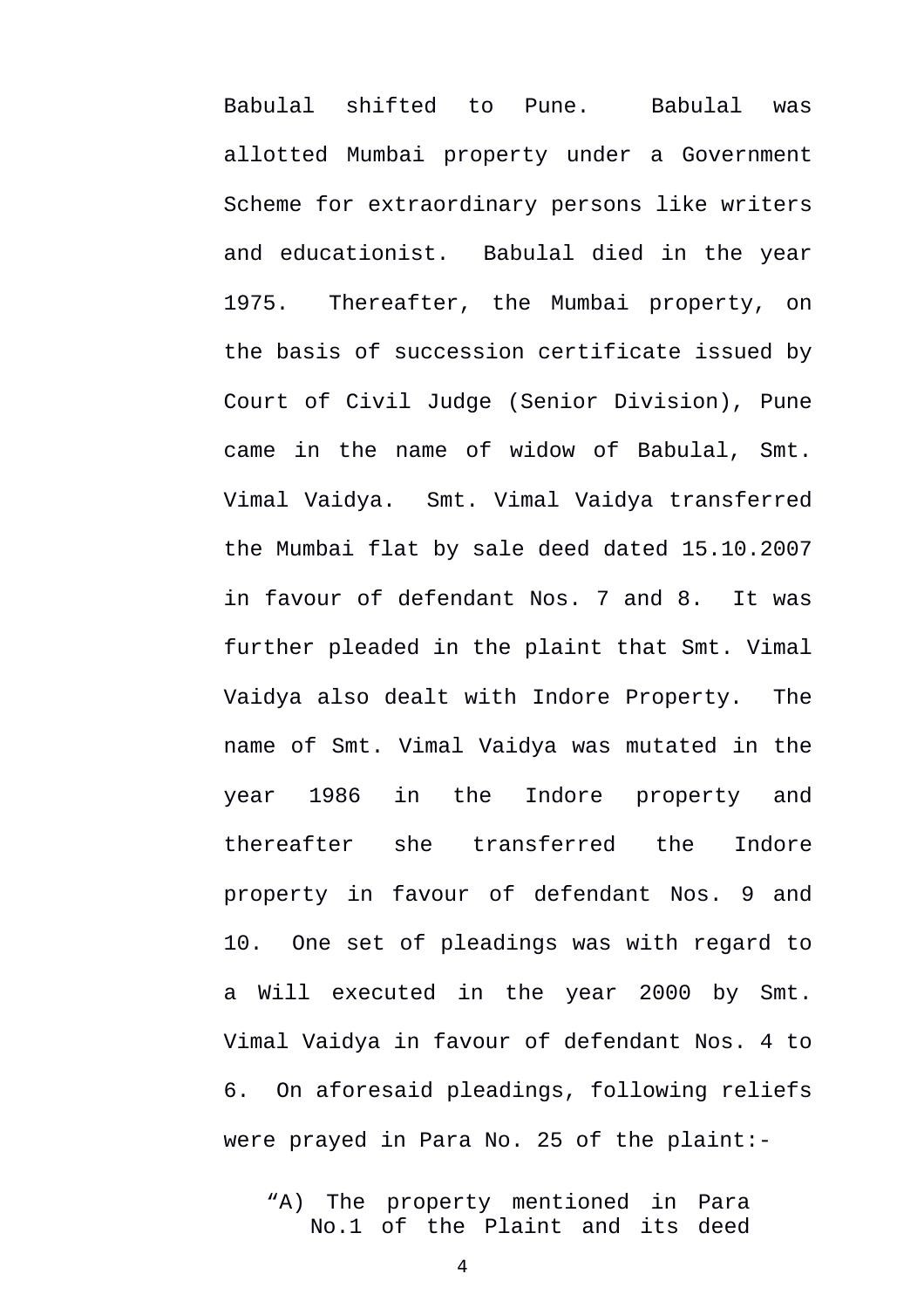Babulal shifted to Pune. Babulal was allotted Mumbai property under a Government Scheme for extraordinary persons like writers and educationist. Babulal died in the year 1975. Thereafter, the Mumbai property, on the basis of succession certificate issued by Court of Civil Judge (Senior Division), Pune came in the name of widow of Babulal, Smt. Vimal Vaidya. Smt. Vimal Vaidya transferred the Mumbai flat by sale deed dated 15.10.2007 in favour of defendant Nos. 7 and 8. It was further pleaded in the plaint that Smt. Vimal Vaidya also dealt with Indore Property. The name of Smt. Vimal Vaidya was mutated in the year 1986 in the Indore property and thereafter she transferred the Indore property in favour of defendant Nos. 9 and 10. One set of pleadings was with regard to a Will executed in the year 2000 by Smt. Vimal Vaidya in favour of defendant Nos. 4 to 6. On aforesaid pleadings, following reliefs were prayed in Para No. 25 of the plaint:-

> “A) The property mentioned in Para No.1 of the Plaint and its deed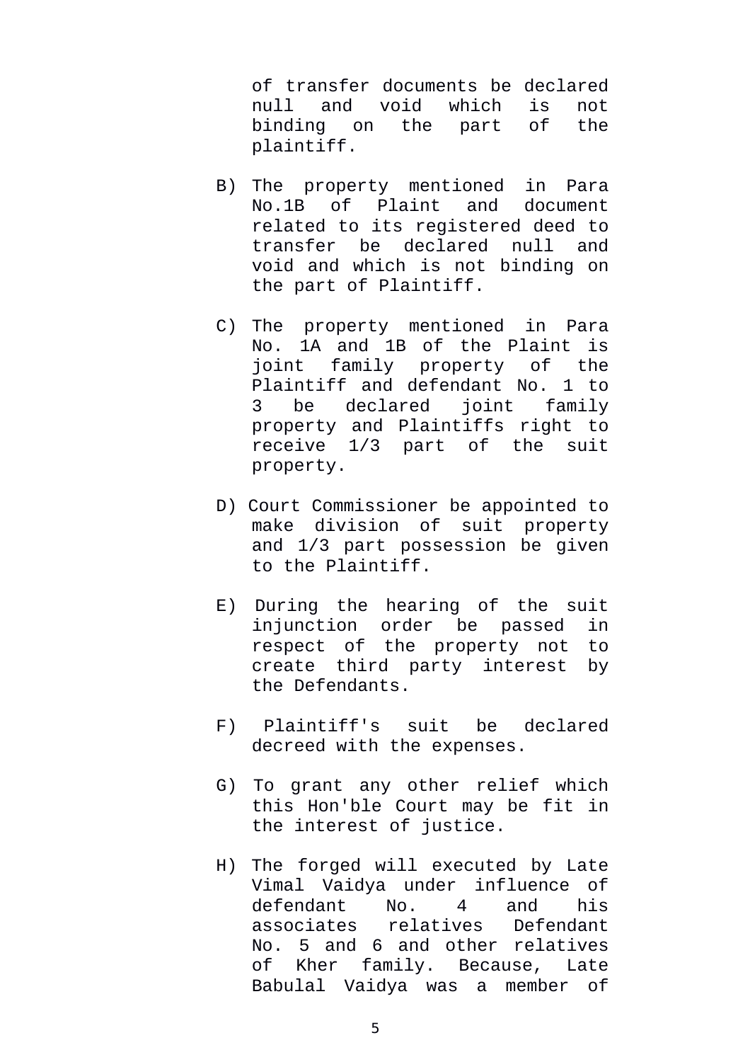of transfer documents be declared null and void which is not binding on the part of the plaintiff.

B) The property mentioned in Para No.1B of Plaint and document related to its registered deed to transfer be declared null and void and which is not binding on the part of Plaintiff.

C) The property mentioned in Para No. 1A and 1B of the Plaint is joint family property of the Plaintiff and defendant No. 1 to 3 be declared joint family property and Plaintiffs right to receive 1/3 part of the suit property.

D) Court Commissioner be appointed to make division of suit property and 1/3 part possession be given to the Plaintiff.

E) During the hearing of the suit injunction order be passed in respect of the property not to create third party interest by the Defendants.

F) Plaintiff's suit be declared decreed with the expenses.

G) To grant any other relief which this Hon'ble Court may be fit in the interest of justice.

H) The forged will executed by Late Vimal Vaidya under influence of defendant No. 4 and his associates relatives Defendant No. 5 and 6 and other relatives of Kher family. Because, Late Babulal Vaidya was a member of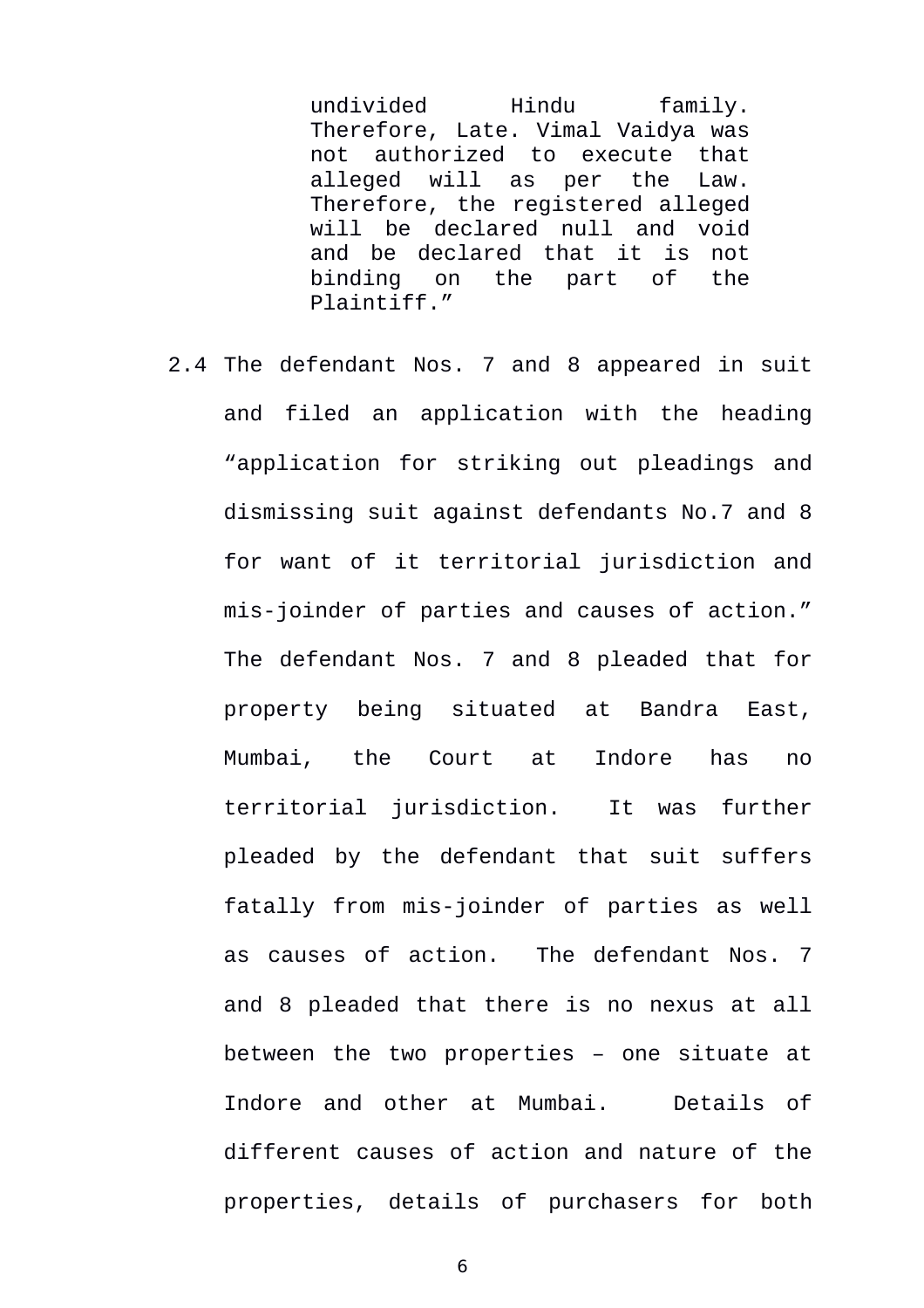> undivided Hindu family. Therefore, Late. Vimal Vaidya was not authorized to execute that alleged will as per the Law. Therefore, the registered alleged will be declared null and void and be declared that it is not binding on the part of the Plaintiff."

2.4 The defendant Nos. 7 and 8 appeared in suit and filed an application with the heading "application for striking out pleadings and dismissing suit against defendants No.7 and 8 for want of it territorial jurisdiction and mis-joinder of parties and causes of action." The defendant Nos. 7 and 8 pleaded that for property being situated at Bandra East, Mumbai, the Court at Indore has no territorial jurisdiction. It was further pleaded by the defendant that suit suffers fatally from mis-joinder of parties as well as causes of action. The defendant Nos. 7 and 8 pleaded that there is no nexus at all between the two properties – one situate at Indore and other at Mumbai. Details of different causes of action and nature of the properties, details of purchasers for both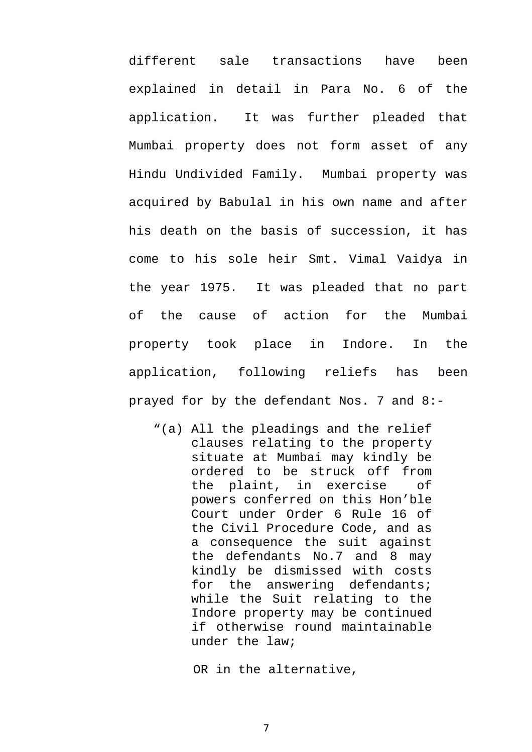different sale transactions have been explained in detail in Para No. 6 of the application. It was further pleaded that Mumbai property does not form asset of any Hindu Undivided Family. Mumbai property was acquired by Babulal in his own name and after his death on the basis of succession, it has come to his sole heir Smt. Vimal Vaidya in the year 1975. It was pleaded that no part of the cause of action for the Mumbai property took place in Indore. In the application, following reliefs has been prayed for by the defendant Nos. 7 and 8:-

> "(a) All the pleadings and the relief clauses relating to the property situate at Mumbai may kindly be ordered to be struck off from the plaint, in exercise of powers conferred on this Hon'ble Court under Order 6 Rule 16 of the Civil Procedure Code, and as a consequence the suit against the defendants No.7 and 8 may kindly be dismissed with costs for the answering defendants; while the Suit relating to the Indore property may be continued if otherwise round maintainable under the law;
>
> OR in the alternative,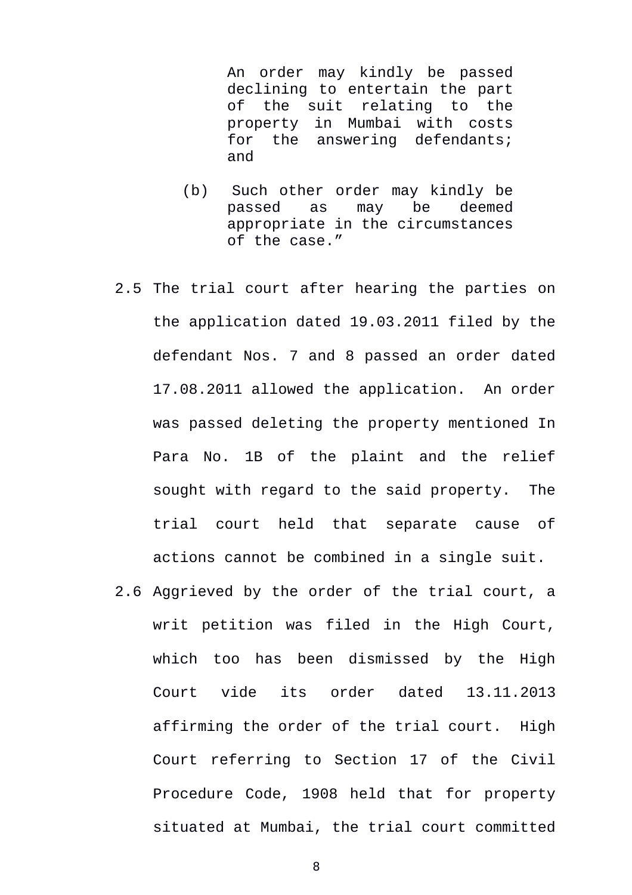> An order may kindly be passed declining to entertain the part of the suit relating to the property in Mumbai with costs for the answering defendants; and
>
> (b) Such other order may kindly be passed as may be deemed appropriate in the circumstances of the case.”

2.5 The trial court after hearing the parties on the application dated 19.03.2011 filed by the defendant Nos. 7 and 8 passed an order dated 17.08.2011 allowed the application. An order was passed deleting the property mentioned In Para No. 1B of the plaint and the relief sought with regard to the said property. The trial court held that separate cause of actions cannot be combined in a single suit.

2.6 Aggrieved by the order of the trial court, a writ petition was filed in the High Court, which too has been dismissed by the High Court vide its order dated 13.11.2013 affirming the order of the trial court. High Court referring to Section 17 of the Civil Procedure Code, 1908 held that for property situated at Mumbai, the trial court committed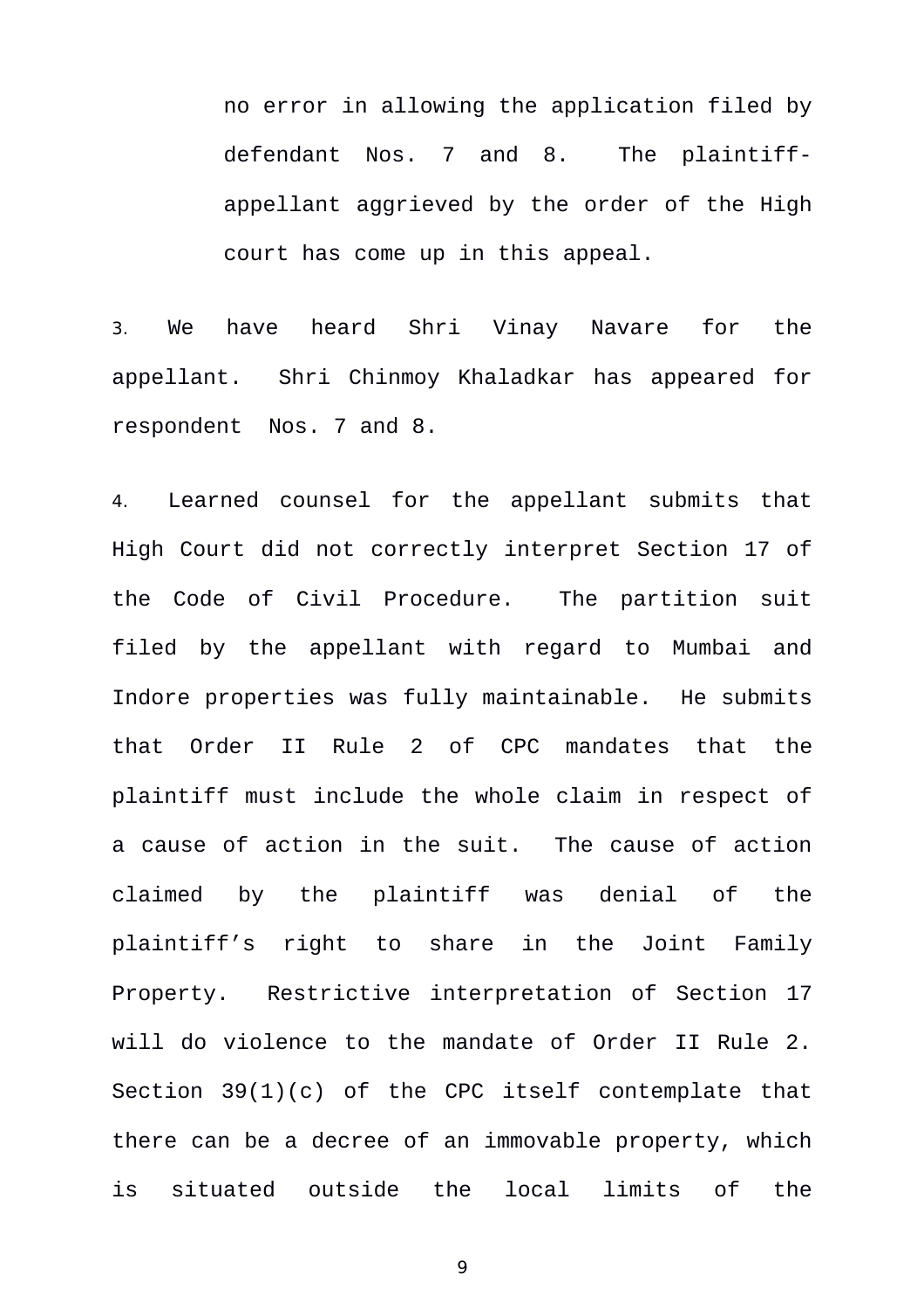no error in allowing the application filed by defendant Nos. 7 and 8. The plaintiff-appellant aggrieved by the order of the High court has come up in this appeal.

3. We have heard Shri Vinay Navare for the appellant. Shri Chinmoy Khaladkar has appeared for respondent Nos. 7 and 8.

4. Learned counsel for the appellant submits that High Court did not correctly interpret Section 17 of the Code of Civil Procedure. The partition suit filed by the appellant with regard to Mumbai and Indore properties was fully maintainable. He submits that Order II Rule 2 of CPC mandates that the plaintiff must include the whole claim in respect of a cause of action in the suit. The cause of action claimed by the plaintiff was denial of the plaintiff's right to share in the Joint Family Property. Restrictive interpretation of Section 17 will do violence to the mandate of Order II Rule 2. Section 39(1)(c) of the CPC itself contemplate that there can be a decree of an immovable property, which is situated outside the local limits of the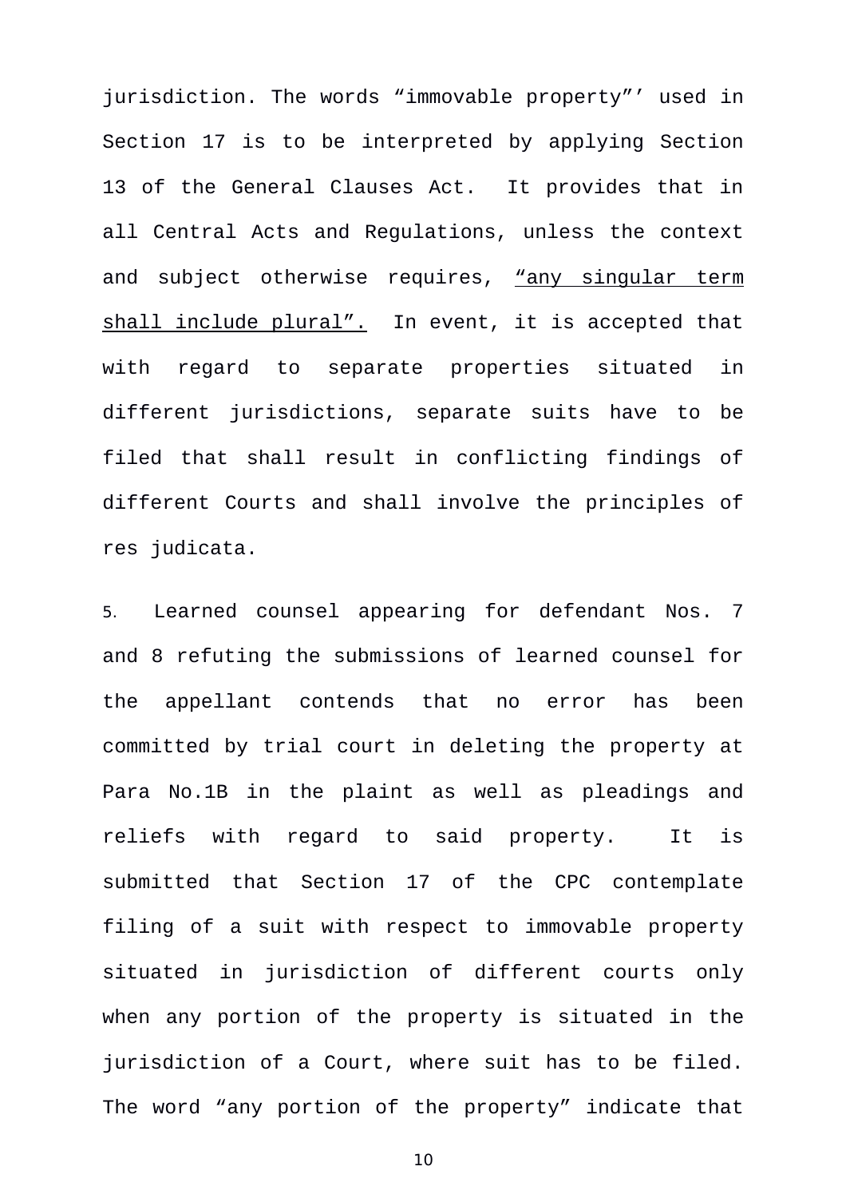jurisdiction. The words “immovable property”’ used in Section 17 is to be interpreted by applying Section 13 of the General Clauses Act. It provides that in all Central Acts and Regulations, unless the context and subject otherwise requires, <u>“any singular term shall include plural”.</u> In event, it is accepted that with regard to separate properties situated in different jurisdictions, separate suits have to be filed that shall result in conflicting findings of different Courts and shall involve the principles of res judicata.

5. Learned counsel appearing for defendant Nos. 7 and 8 refuting the submissions of learned counsel for the appellant contends that no error has been committed by trial court in deleting the property at Para No.1B in the plaint as well as pleadings and reliefs with regard to said property. It is submitted that Section 17 of the CPC contemplate filing of a suit with respect to immovable property situated in jurisdiction of different courts only when any portion of the property is situated in the jurisdiction of a Court, where suit has to be filed. The word “any portion of the property” indicate that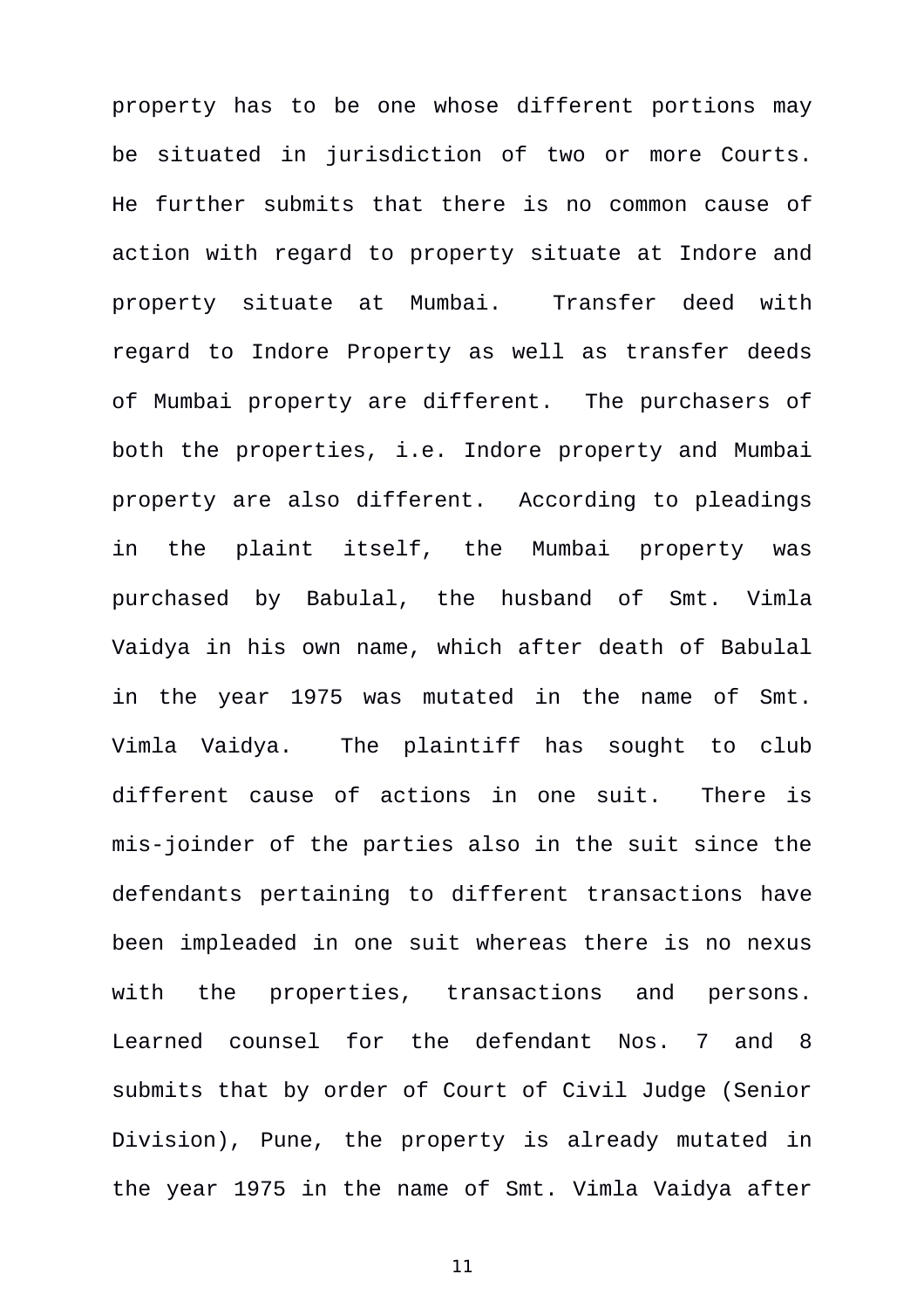property has to be one whose different portions may be situated in jurisdiction of two or more Courts. He further submits that there is no common cause of action with regard to property situate at Indore and property situate at Mumbai. Transfer deed with regard to Indore Property as well as transfer deeds of Mumbai property are different. The purchasers of both the properties, i.e. Indore property and Mumbai property are also different. According to pleadings in the plaint itself, the Mumbai property was purchased by Babulal, the husband of Smt. Vimla Vaidya in his own name, which after death of Babulal in the year 1975 was mutated in the name of Smt. Vimla Vaidya. The plaintiff has sought to club different cause of actions in one suit. There is mis-joinder of the parties also in the suit since the defendants pertaining to different transactions have been impleaded in one suit whereas there is no nexus with the properties, transactions and persons. Learned counsel for the defendant Nos. 7 and 8 submits that by order of Court of Civil Judge (Senior Division), Pune, the property is already mutated in the year 1975 in the name of Smt. Vimla Vaidya after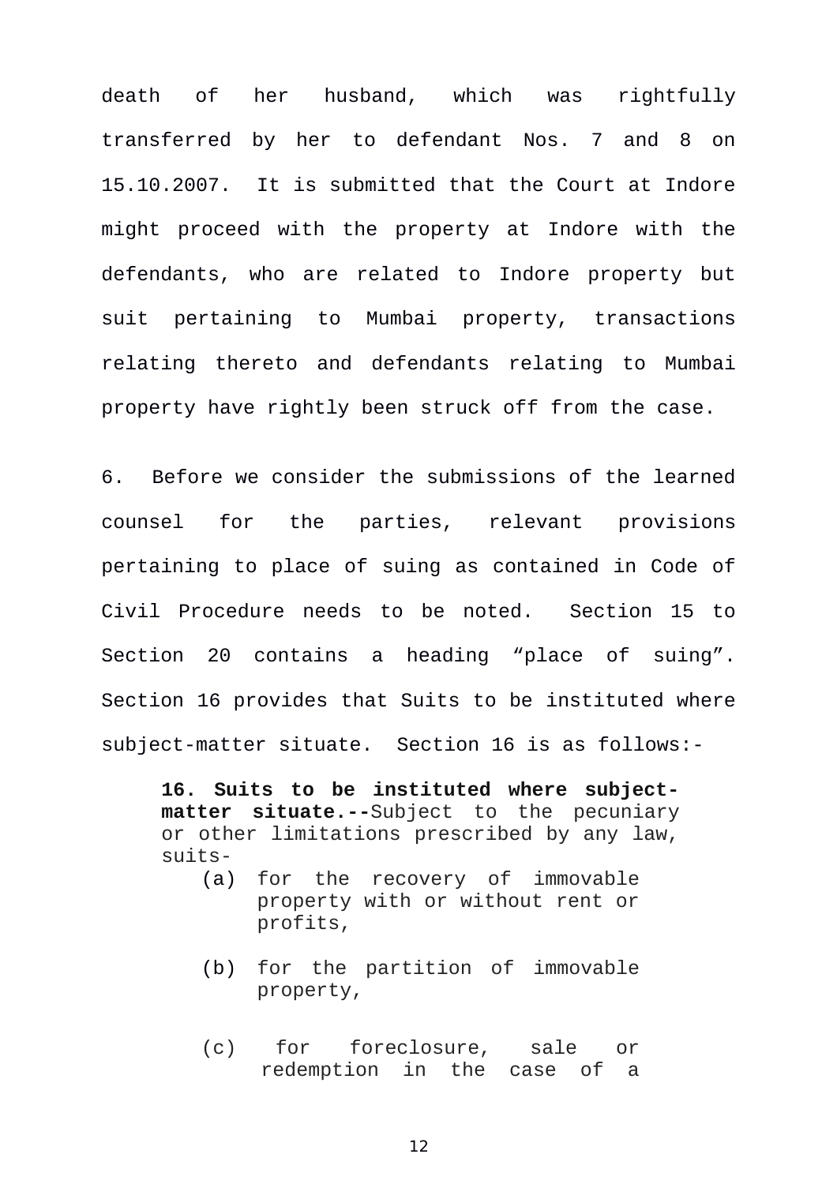death of her husband, which was rightfully transferred by her to defendant Nos. 7 and 8 on 15.10.2007. It is submitted that the Court at Indore might proceed with the property at Indore with the defendants, who are related to Indore property but suit pertaining to Mumbai property, transactions relating thereto and defendants relating to Mumbai property have rightly been struck off from the case.

6. Before we consider the submissions of the learned counsel for the parties, relevant provisions pertaining to place of suing as contained in Code of Civil Procedure needs to be noted. Section 15 to Section 20 contains a heading "place of suing". Section 16 provides that Suits to be instituted where subject-matter situate. Section 16 is as follows:-

> **16. Suits to be instituted where subject-matter situate.--**Subject to the pecuniary or other limitations prescribed by any law, suits-
>
> (a) for the recovery of immovable property with or without rent or profits,
>
> (b) for the partition of immovable property,
>
> (c) for foreclosure, sale or redemption in the case of a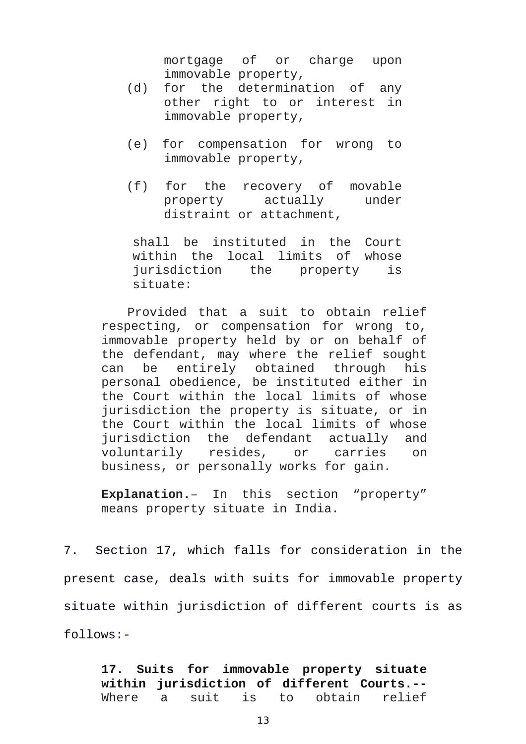mortgage of or charge upon immovable property,

(d) for the determination of any other right to or interest in immovable property,

(e) for compensation for wrong to immovable property,

(f) for the recovery of movable property actually under distraint or attachment,

shall be instituted in the Court within the local limits of whose jurisdiction the property is situate:

Provided that a suit to obtain relief respecting, or compensation for wrong to, immovable property held by or on behalf of the defendant, may where the relief sought can be entirely obtained through his personal obedience, be instituted either in the Court within the local limits of whose jurisdiction the property is situate, or in the Court within the local limits of whose jurisdiction the defendant actually and voluntarily resides, or carries on business, or personally works for gain.

**Explanation.**– In this section "property" means property situate in India.

7. Section 17, which falls for consideration in the present case, deals with suits for immovable property situate within jurisdiction of different courts is as follows:-

**17. Suits for immovable property situate within jurisdiction of different Courts.--** Where a suit is to obtain relief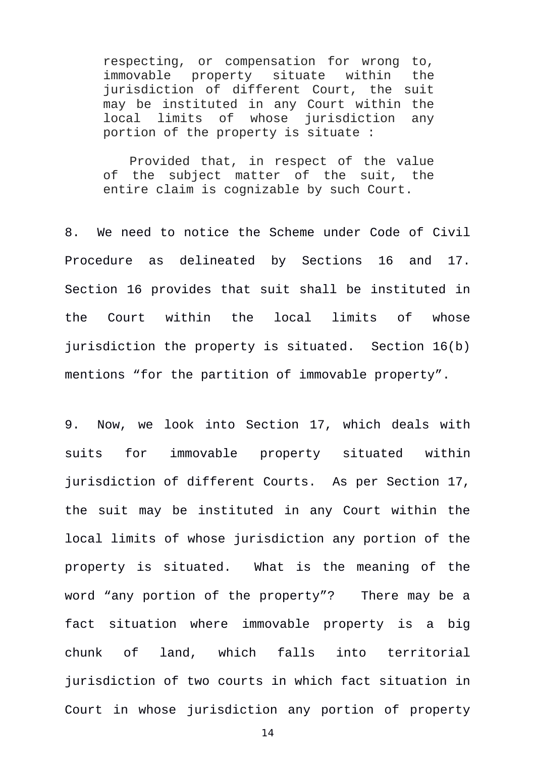> respecting, or compensation for wrong to, immovable property situate within the jurisdiction of different Court, the suit may be instituted in any Court within the local limits of whose jurisdiction any portion of the property is situate :
>
> Provided that, in respect of the value of the subject matter of the suit, the entire claim is cognizable by such Court.

8. We need to notice the Scheme under Code of Civil Procedure as delineated by Sections 16 and 17. Section 16 provides that suit shall be instituted in the Court within the local limits of whose jurisdiction the property is situated. Section 16(b) mentions “for the partition of immovable property”.

9. Now, we look into Section 17, which deals with suits for immovable property situated within jurisdiction of different Courts. As per Section 17, the suit may be instituted in any Court within the local limits of whose jurisdiction any portion of the property is situated. What is the meaning of the word “any portion of the property”? There may be a fact situation where immovable property is a big chunk of land, which falls into territorial jurisdiction of two courts in which fact situation in Court in whose jurisdiction any portion of property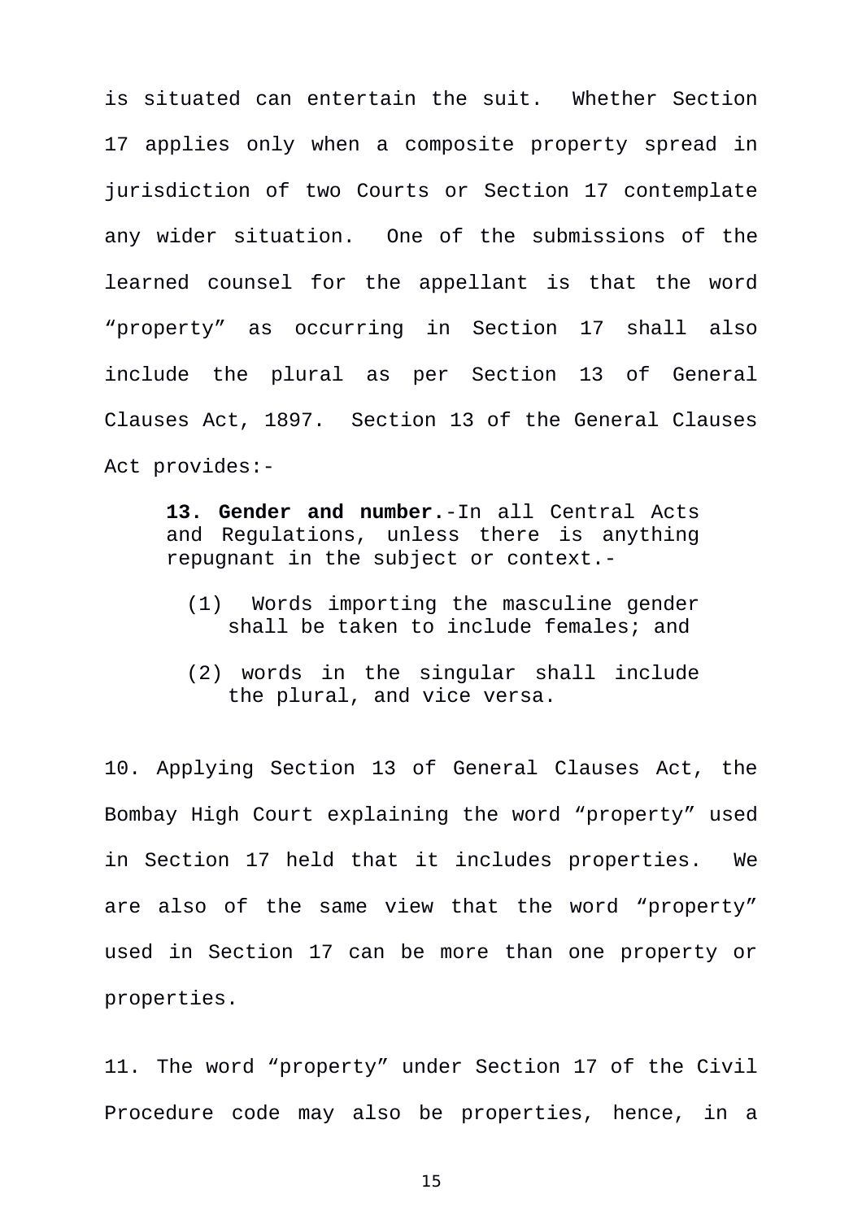is situated can entertain the suit. Whether Section 17 applies only when a composite property spread in jurisdiction of two Courts or Section 17 contemplate any wider situation. One of the submissions of the learned counsel for the appellant is that the word "property" as occurring in Section 17 shall also include the plural as per Section 13 of General Clauses Act, 1897. Section 13 of the General Clauses Act provides:-

> **13. Gender and number.**-In all Central Acts and Regulations, unless there is anything repugnant in the subject or context.-
>
> (1) Words importing the masculine gender shall be taken to include females; and
>
> (2) words in the singular shall include the plural, and vice versa.

10. Applying Section 13 of General Clauses Act, the Bombay High Court explaining the word "property" used in Section 17 held that it includes properties. We are also of the same view that the word "property" used in Section 17 can be more than one property or properties.

11. The word "property" under Section 17 of the Civil Procedure code may also be properties, hence, in a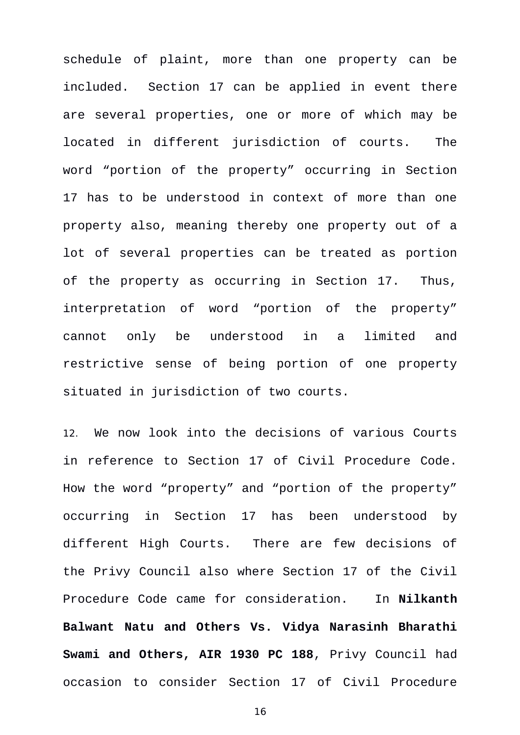schedule of plaint, more than one property can be included. Section 17 can be applied in event there are several properties, one or more of which may be located in different jurisdiction of courts. The word "portion of the property" occurring in Section 17 has to be understood in context of more than one property also, meaning thereby one property out of a lot of several properties can be treated as portion of the property as occurring in Section 17. Thus, interpretation of word "portion of the property" cannot only be understood in a limited and restrictive sense of being portion of one property situated in jurisdiction of two courts.

12. We now look into the decisions of various Courts in reference to Section 17 of Civil Procedure Code. How the word "property" and "portion of the property" occurring in Section 17 has been understood by different High Courts. There are few decisions of the Privy Council also where Section 17 of the Civil Procedure Code came for consideration. In **Nilkanth Balwant Natu and Others Vs. Vidya Narasinh Bharathi Swami and Others, AIR 1930 PC 188**, Privy Council had occasion to consider Section 17 of Civil Procedure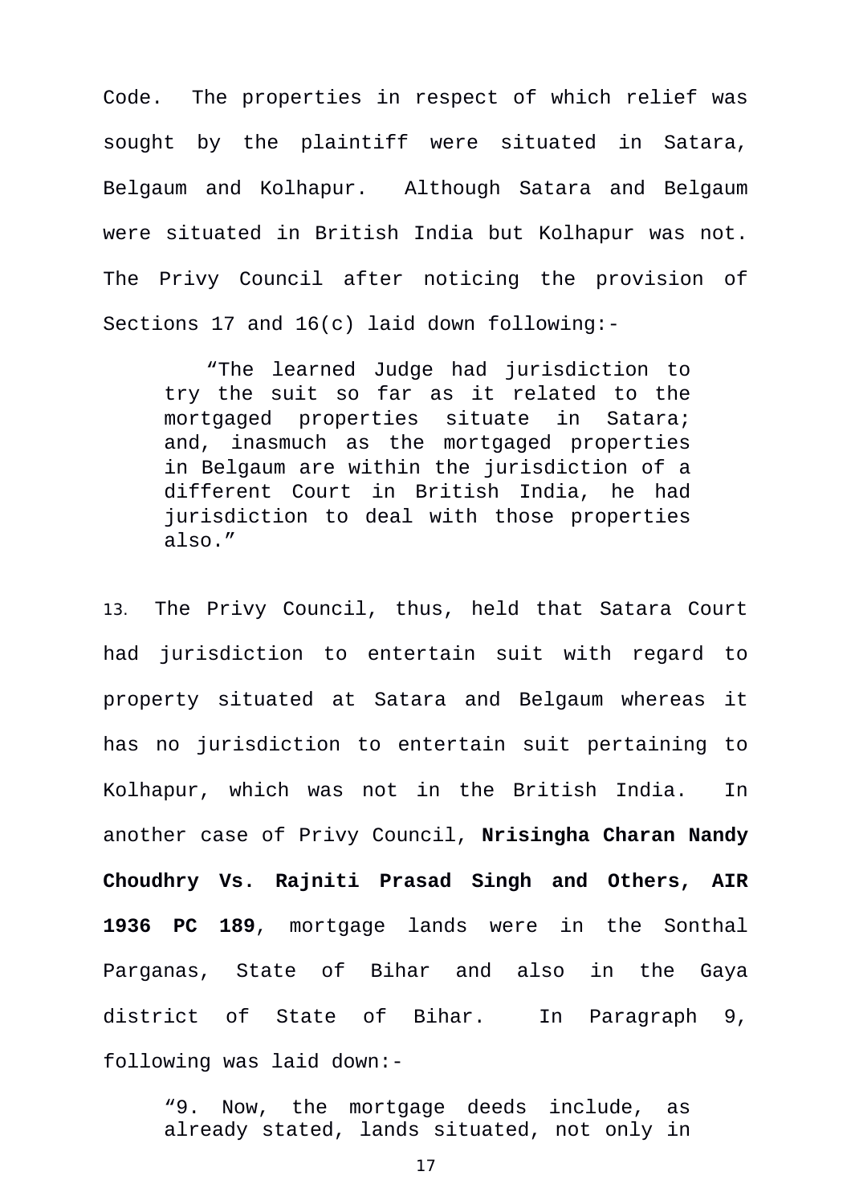Code. The properties in respect of which relief was sought by the plaintiff were situated in Satara, Belgaum and Kolhapur. Although Satara and Belgaum were situated in British India but Kolhapur was not. The Privy Council after noticing the provision of Sections 17 and 16(c) laid down following:-

> "The learned Judge had jurisdiction to try the suit so far as it related to the mortgaged properties situate in Satara; and, inasmuch as the mortgaged properties in Belgaum are within the jurisdiction of a different Court in British India, he had jurisdiction to deal with those properties also."

13. The Privy Council, thus, held that Satara Court had jurisdiction to entertain suit with regard to property situated at Satara and Belgaum whereas it has no jurisdiction to entertain suit pertaining to Kolhapur, which was not in the British India. In another case of Privy Council, **Nrisingha Charan Nandy Choudhry Vs. Rajniti Prasad Singh and Others, AIR 1936 PC 189**, mortgage lands were in the Sonthal Parganas, State of Bihar and also in the Gaya district of State of Bihar. In Paragraph 9, following was laid down:-

> "9. Now, the mortgage deeds include, as already stated, lands situated, not only in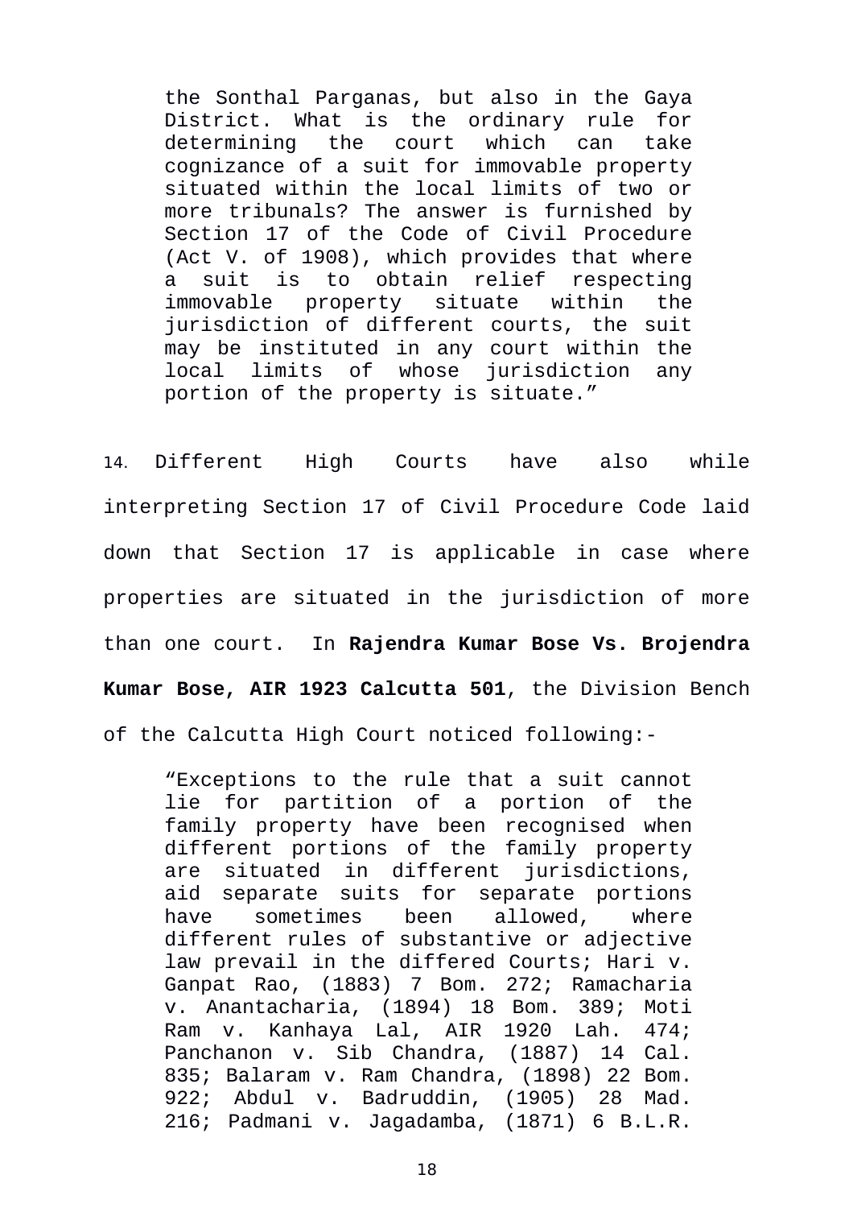> the Sonthal Parganas, but also in the Gaya District. What is the ordinary rule for determining the court which can take cognizance of a suit for immovable property situated within the local limits of two or more tribunals? The answer is furnished by Section 17 of the Code of Civil Procedure (Act V. of 1908), which provides that where a suit is to obtain relief respecting immovable property situate within the jurisdiction of different courts, the suit may be instituted in any court within the local limits of whose jurisdiction any portion of the property is situate."

14. Different High Courts have also while interpreting Section 17 of Civil Procedure Code laid down that Section 17 is applicable in case where properties are situated in the jurisdiction of more than one court. In **Rajendra Kumar Bose Vs. Brojendra Kumar Bose, AIR 1923 Calcutta 501**, the Division Bench of the Calcutta High Court noticed following:-

> "Exceptions to the rule that a suit cannot lie for partition of a portion of the family property have been recognised when different portions of the family property are situated in different jurisdictions, aid separate suits for separate portions have sometimes been allowed, where different rules of substantive or adjective law prevail in the differed Courts; Hari v. Ganpat Rao, (1883) 7 Bom. 272; Ramacharia v. Anantacharia, (1894) 18 Bom. 389; Moti Ram v. Kanhaya Lal, AIR 1920 Lah. 474; Panchanon v. Sib Chandra, (1887) 14 Cal. 835; Balaram v. Ram Chandra, (1898) 22 Bom. 922; Abdul v. Badruddin, (1905) 28 Mad. 216; Padmani v. Jagadamba, (1871) 6 B.L.R.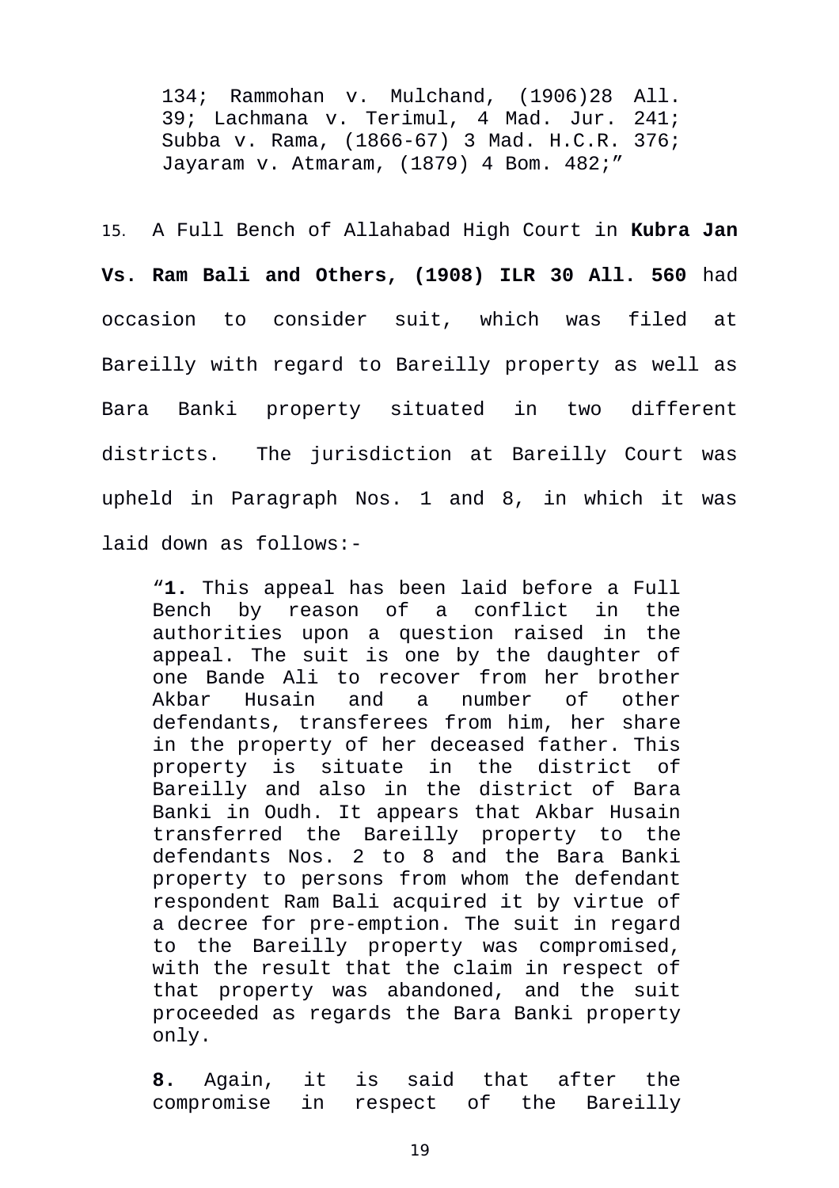134; Rammohan v. Mulchand, (1906)28 All. 39; Lachmana v. Terimul, 4 Mad. Jur. 241; Subba v. Rama, (1866-67) 3 Mad. H.C.R. 376; Jayaram v. Atmaram, (1879) 4 Bom. 482;"

15. A Full Bench of Allahabad High Court in **Kubra Jan Vs. Ram Bali and Others, (1908) ILR 30 All. 560** had occasion to consider suit, which was filed at Bareilly with regard to Bareilly property as well as Bara Banki property situated in two different districts. The jurisdiction at Bareilly Court was upheld in Paragraph Nos. 1 and 8, in which it was laid down as follows:-

> "**1.** This appeal has been laid before a Full Bench by reason of a conflict in the authorities upon a question raised in the appeal. The suit is one by the daughter of one Bande Ali to recover from her brother Akbar Husain and a number of other defendants, transferees from him, her share in the property of her deceased father. This property is situate in the district of Bareilly and also in the district of Bara Banki in Oudh. It appears that Akbar Husain transferred the Bareilly property to the defendants Nos. 2 to 8 and the Bara Banki property to persons from whom the defendant respondent Ram Bali acquired it by virtue of a decree for pre-emption. The suit in regard to the Bareilly property was compromised, with the result that the claim in respect of that property was abandoned, and the suit proceeded as regards the Bara Banki property only.
>
> **8.** Again, it is said that after the compromise in respect of the Bareilly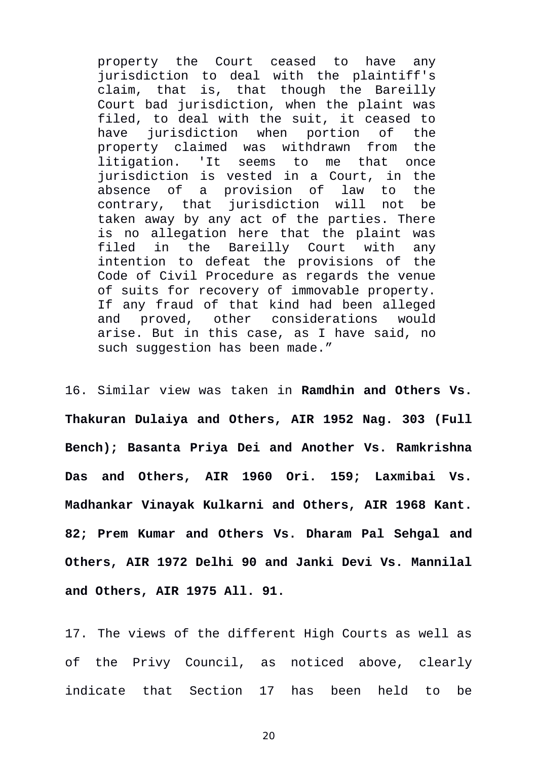> property the Court ceased to have any jurisdiction to deal with the plaintiff's claim, that is, that though the Bareilly Court bad jurisdiction, when the plaint was filed, to deal with the suit, it ceased to have jurisdiction when portion of the property claimed was withdrawn from the litigation. 'It seems to me that once jurisdiction is vested in a Court, in the absence of a provision of law to the contrary, that jurisdiction will not be taken away by any act of the parties. There is no allegation here that the plaint was filed in the Bareilly Court with any intention to defeat the provisions of the Code of Civil Procedure as regards the venue of suits for recovery of immovable property. If any fraud of that kind had been alleged and proved, other considerations would arise. But in this case, as I have said, no such suggestion has been made."

16. Similar view was taken in **Ramdhin and Others Vs. Thakuran Dulaiya and Others, AIR 1952 Nag. 303 (Full Bench); Basanta Priya Dei and Another Vs. Ramkrishna Das and Others, AIR 1960 Ori. 159; Laxmibai Vs. Madhankar Vinayak Kulkarni and Others, AIR 1968 Kant. 82; Prem Kumar and Others Vs. Dharam Pal Sehgal and Others, AIR 1972 Delhi 90 and Janki Devi Vs. Mannilal and Others, AIR 1975 All. 91.**

17. The views of the different High Courts as well as of the Privy Council, as noticed above, clearly indicate that Section 17 has been held to be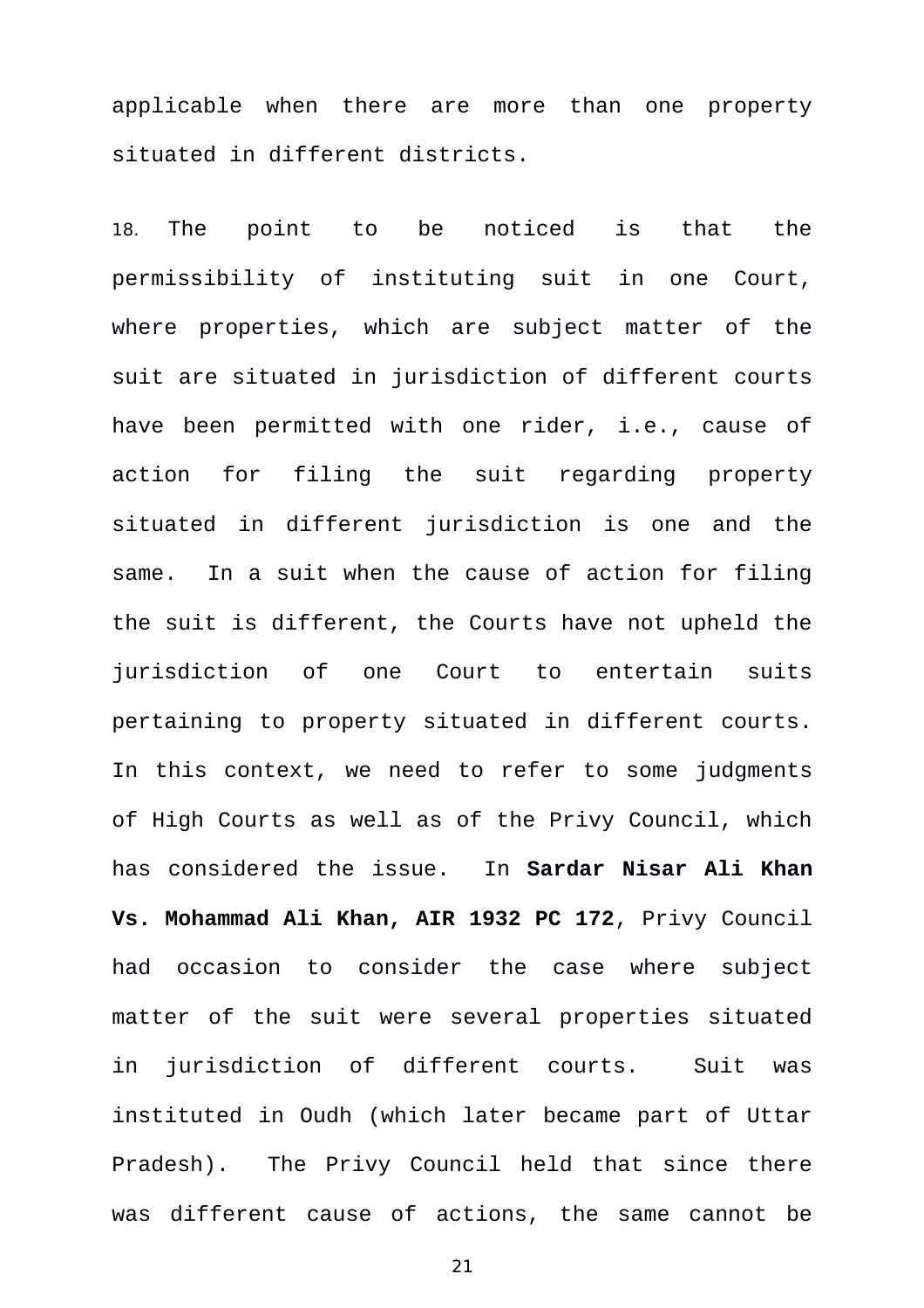applicable when there are more than one property situated in different districts.

18. The point to be noticed is that the permissibility of instituting suit in one Court, where properties, which are subject matter of the suit are situated in jurisdiction of different courts have been permitted with one rider, i.e., cause of action for filing the suit regarding property situated in different jurisdiction is one and the same. In a suit when the cause of action for filing the suit is different, the Courts have not upheld the jurisdiction of one Court to entertain suits pertaining to property situated in different courts. In this context, we need to refer to some judgments of High Courts as well as of the Privy Council, which has considered the issue. In **Sardar Nisar Ali Khan Vs. Mohammad Ali Khan, AIR 1932 PC 172**, Privy Council had occasion to consider the case where subject matter of the suit were several properties situated in jurisdiction of different courts. Suit was instituted in Oudh (which later became part of Uttar Pradesh). The Privy Council held that since there was different cause of actions, the same cannot be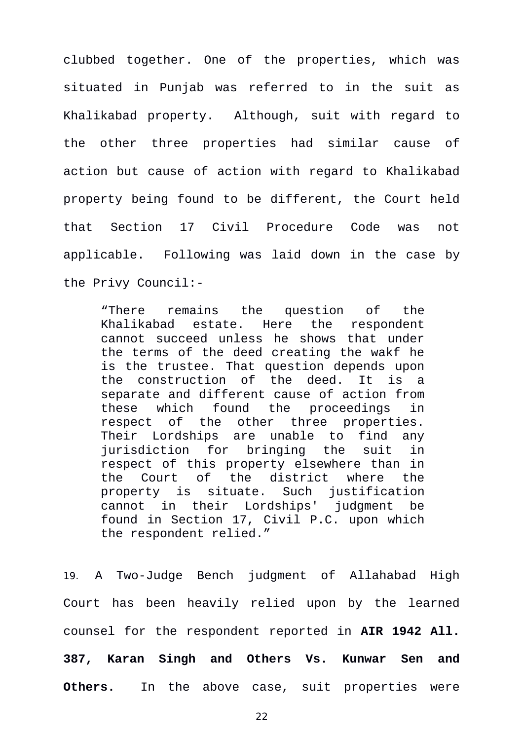clubbed together. One of the properties, which was situated in Punjab was referred to in the suit as Khalikabad property. Although, suit with regard to the other three properties had similar cause of action but cause of action with regard to Khalikabad property being found to be different, the Court held that Section 17 Civil Procedure Code was not applicable. Following was laid down in the case by the Privy Council:-

> "There remains the question of the Khalikabad estate. Here the respondent cannot succeed unless he shows that under the terms of the deed creating the wakf he is the trustee. That question depends upon the construction of the deed. It is a separate and different cause of action from these which found the proceedings in respect of the other three properties. Their Lordships are unable to find any jurisdiction for bringing the suit in respect of this property elsewhere than in the Court of the district where the property is situate. Such justification cannot in their Lordships' judgment be found in Section 17, Civil P.C. upon which the respondent relied."

19. A Two-Judge Bench judgment of Allahabad High Court has been heavily relied upon by the learned counsel for the respondent reported in **AIR 1942 All. 387, Karan Singh and Others Vs. Kunwar Sen and Others.** In the above case, suit properties were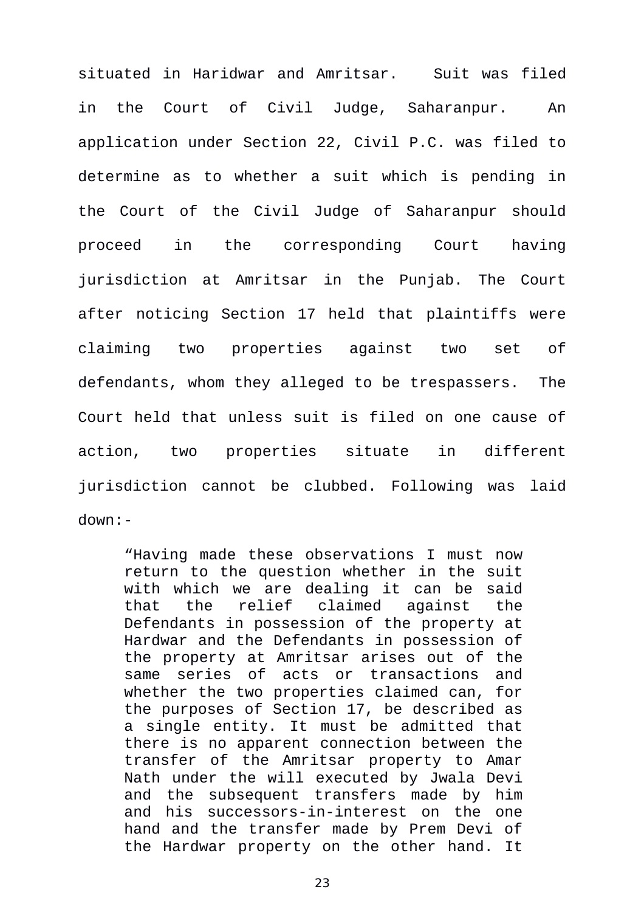situated in Haridwar and Amritsar. Suit was filed in the Court of Civil Judge, Saharanpur. An application under Section 22, Civil P.C. was filed to determine as to whether a suit which is pending in the Court of the Civil Judge of Saharanpur should proceed in the corresponding Court having jurisdiction at Amritsar in the Punjab. The Court after noticing Section 17 held that plaintiffs were claiming two properties against two set of defendants, whom they alleged to be trespassers. The Court held that unless suit is filed on one cause of action, two properties situate in different jurisdiction cannot be clubbed. Following was laid down:-

> "Having made these observations I must now return to the question whether in the suit with which we are dealing it can be said that the relief claimed against the Defendants in possession of the property at Hardwar and the Defendants in possession of the property at Amritsar arises out of the same series of acts or transactions and whether the two properties claimed can, for the purposes of Section 17, be described as a single entity. It must be admitted that there is no apparent connection between the transfer of the Amritsar property to Amar Nath under the will executed by Jwala Devi and the subsequent transfers made by him and his successors-in-interest on the one hand and the transfer made by Prem Devi of the Hardwar property on the other hand. It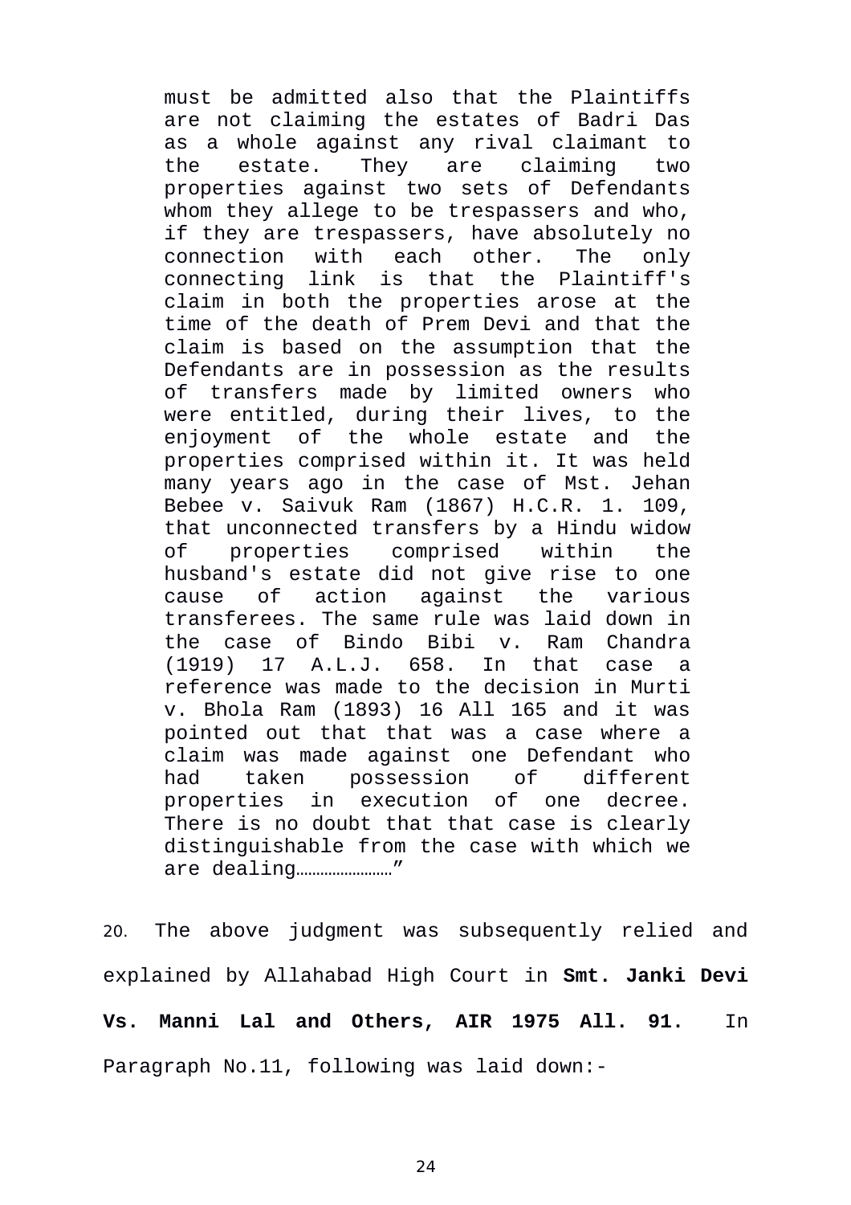> must be admitted also that the Plaintiffs are not claiming the estates of Badri Das as a whole against any rival claimant to the estate. They are claiming two properties against two sets of Defendants whom they allege to be trespassers and who, if they are trespassers, have absolutely no connection with each other. The only connecting link is that the Plaintiff's claim in both the properties arose at the time of the death of Prem Devi and that the claim is based on the assumption that the Defendants are in possession as the results of transfers made by limited owners who were entitled, during their lives, to the enjoyment of the whole estate and the properties comprised within it. It was held many years ago in the case of Mst. Jehan Bebee v. Saivuk Ram (1867) H.C.R. 1. 109, that unconnected transfers by a Hindu widow of properties comprised within the husband's estate did not give rise to one cause of action against the various transferees. The same rule was laid down in the case of Bindo Bibi v. Ram Chandra (1919) 17 A.L.J. 658. In that case a reference was made to the decision in Murti v. Bhola Ram (1893) 16 All 165 and it was pointed out that that was a case where a claim was made against one Defendant who had taken possession of different properties in execution of one decree. There is no doubt that that case is clearly distinguishable from the case with which we are dealing……………………"

20. The above judgment was subsequently relied and explained by Allahabad High Court in **Smt. Janki Devi Vs. Manni Lal and Others, AIR 1975 All. 91.** In Paragraph No.11, following was laid down:-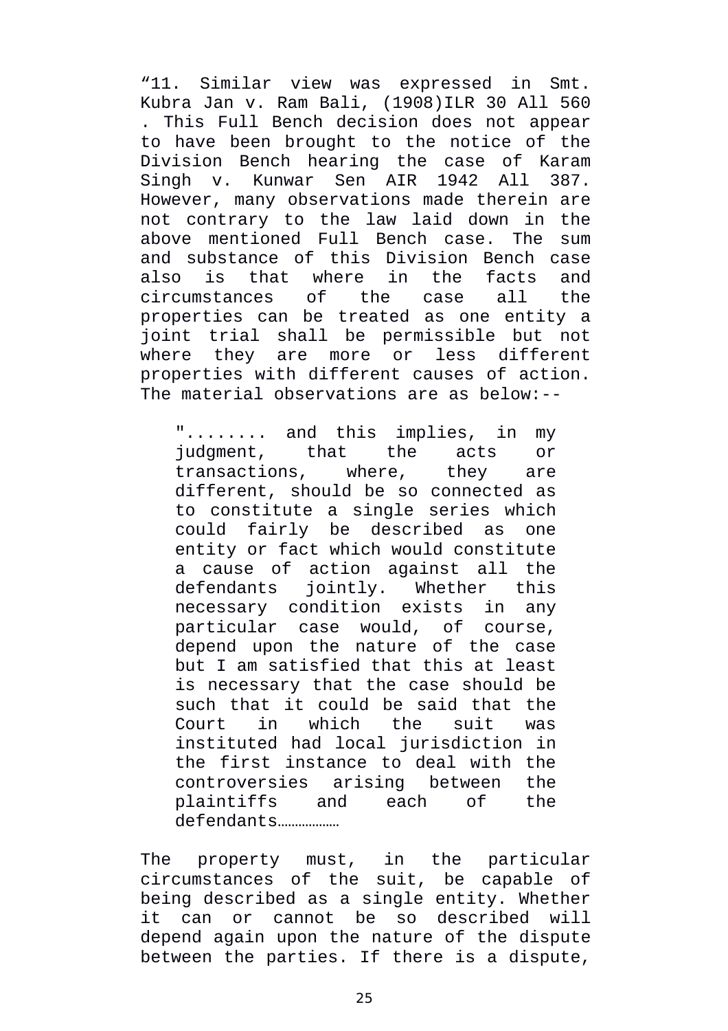“11. Similar view was expressed in Smt. Kubra Jan v. Ram Bali, (1908)ILR 30 All 560 . This Full Bench decision does not appear to have been brought to the notice of the Division Bench hearing the case of Karam Singh v. Kunwar Sen AIR 1942 All 387. However, many observations made therein are not contrary to the law laid down in the above mentioned Full Bench case. The sum and substance of this Division Bench case also is that where in the facts and circumstances of the case all the properties can be treated as one entity a joint trial shall be permissible but not where they are more or less different properties with different causes of action. The material observations are as below:--

> "........ and this implies, in my judgment, that the acts or transactions, where, they are different, should be so connected as to constitute a single series which could fairly be described as one entity or fact which would constitute a cause of action against all the defendants jointly. Whether this necessary condition exists in any particular case would, of course, depend upon the nature of the case but I am satisfied that this at least is necessary that the case should be such that it could be said that the Court in which the suit was instituted had local jurisdiction in the first instance to deal with the controversies arising between the plaintiffs and each of the defendants………………

The property must, in the particular circumstances of the suit, be capable of being described as a single entity. Whether it can or cannot be so described will depend again upon the nature of the dispute between the parties. If there is a dispute,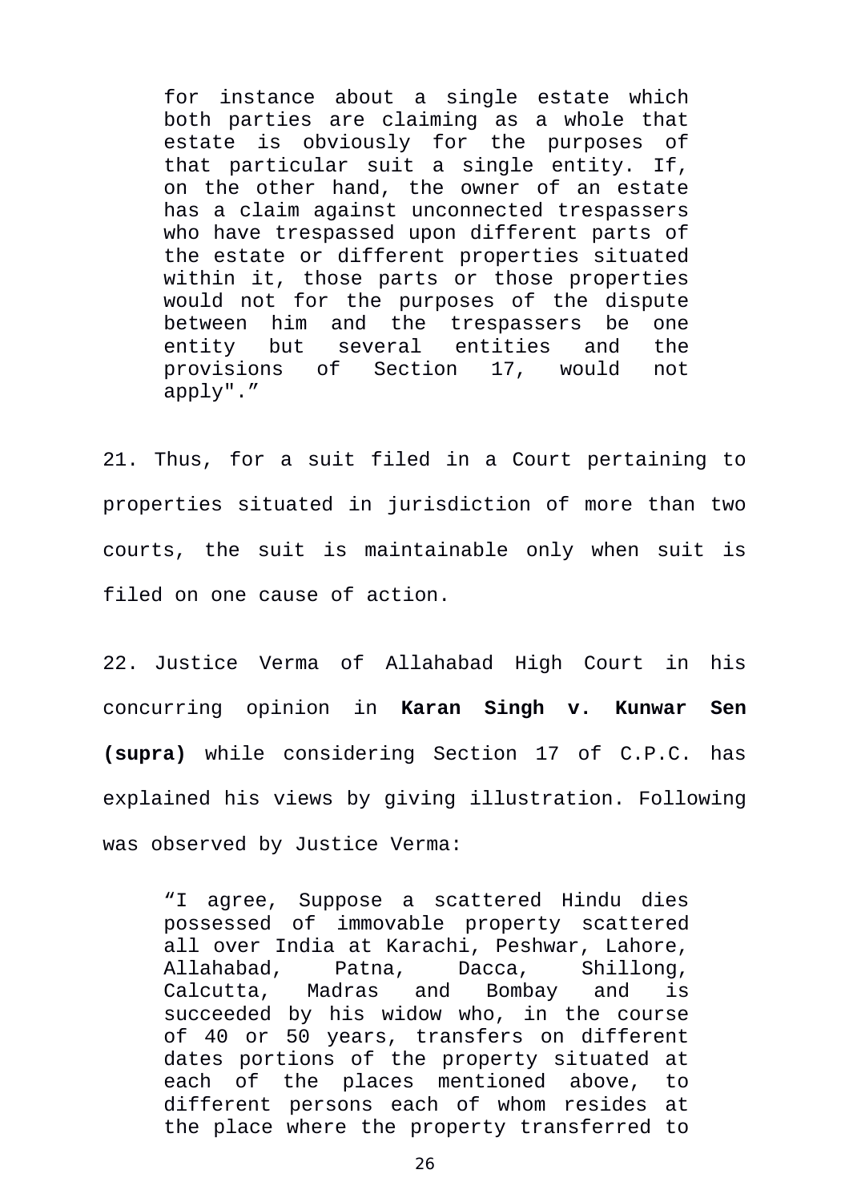> for instance about a single estate which both parties are claiming as a whole that estate is obviously for the purposes of that particular suit a single entity. If, on the other hand, the owner of an estate has a claim against unconnected trespassers who have trespassed upon different parts of the estate or different properties situated within it, those parts or those properties would not for the purposes of the dispute between him and the trespassers be one entity but several entities and the provisions of Section 17, would not apply"."

21. Thus, for a suit filed in a Court pertaining to properties situated in jurisdiction of more than two courts, the suit is maintainable only when suit is filed on one cause of action.

22. Justice Verma of Allahabad High Court in his concurring opinion in **Karan Singh v. Kunwar Sen (supra)** while considering Section 17 of C.P.C. has explained his views by giving illustration. Following was observed by Justice Verma:

> "I agree, Suppose a scattered Hindu dies possessed of immovable property scattered all over India at Karachi, Peshwar, Lahore, Allahabad, Patna, Dacca, Shillong, Calcutta, Madras and Bombay and is succeeded by his widow who, in the course of 40 or 50 years, transfers on different dates portions of the property situated at each of the places mentioned above, to different persons each of whom resides at the place where the property transferred to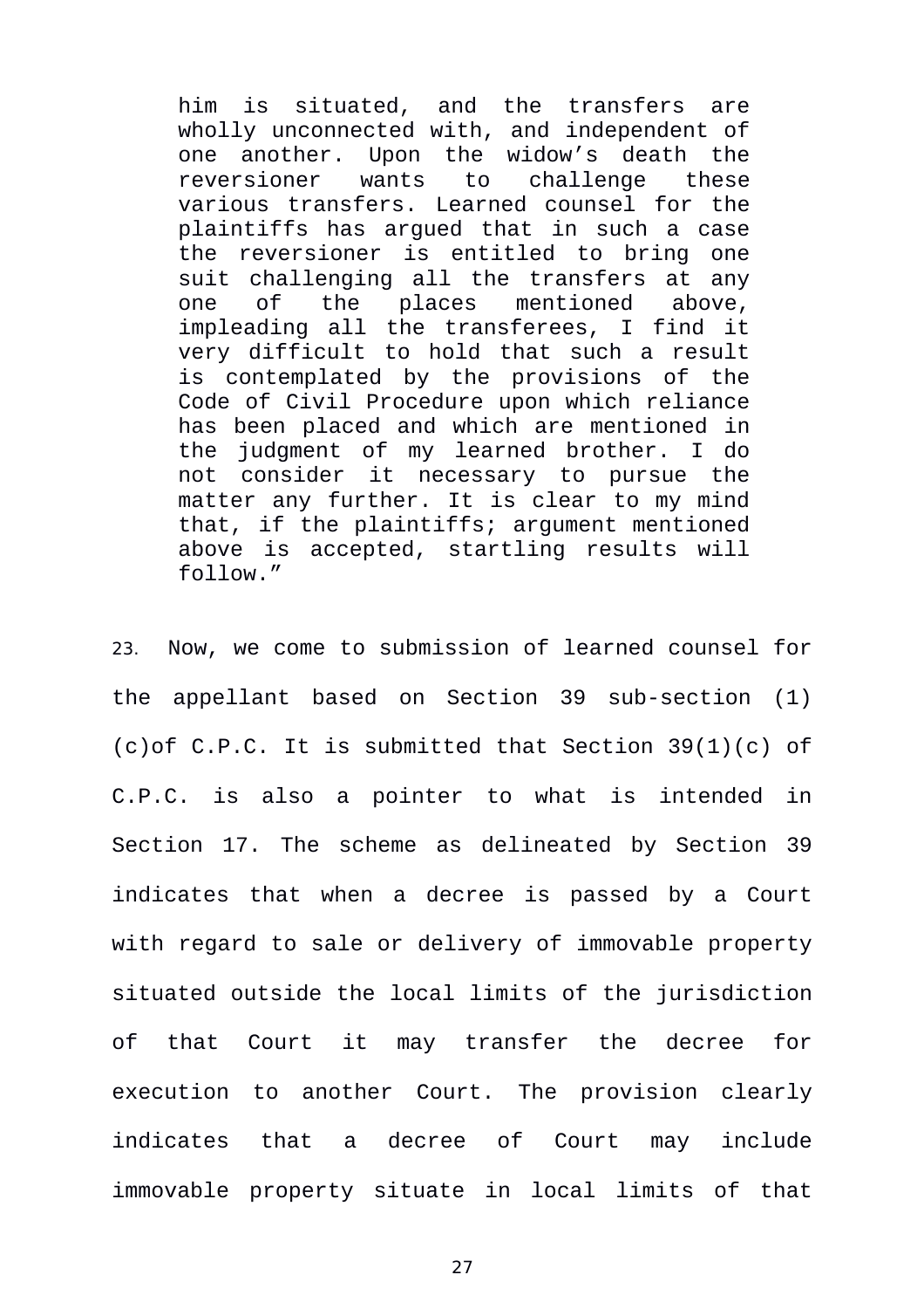> him is situated, and the transfers are wholly unconnected with, and independent of one another. Upon the widow's death the reversioner wants to challenge these various transfers. Learned counsel for the plaintiffs has argued that in such a case the reversioner is entitled to bring one suit challenging all the transfers at any one of the places mentioned above, impleading all the transferees, I find it very difficult to hold that such a result is contemplated by the provisions of the Code of Civil Procedure upon which reliance has been placed and which are mentioned in the judgment of my learned brother. I do not consider it necessary to pursue the matter any further. It is clear to my mind that, if the plaintiffs; argument mentioned above is accepted, startling results will follow."

23. Now, we come to submission of learned counsel for the appellant based on Section 39 sub-section (1)(c)of C.P.C. It is submitted that Section 39(1)(c) of C.P.C. is also a pointer to what is intended in Section 17. The scheme as delineated by Section 39 indicates that when a decree is passed by a Court with regard to sale or delivery of immovable property situated outside the local limits of the jurisdiction of that Court it may transfer the decree for execution to another Court. The provision clearly indicates that a decree of Court may include immovable property situate in local limits of that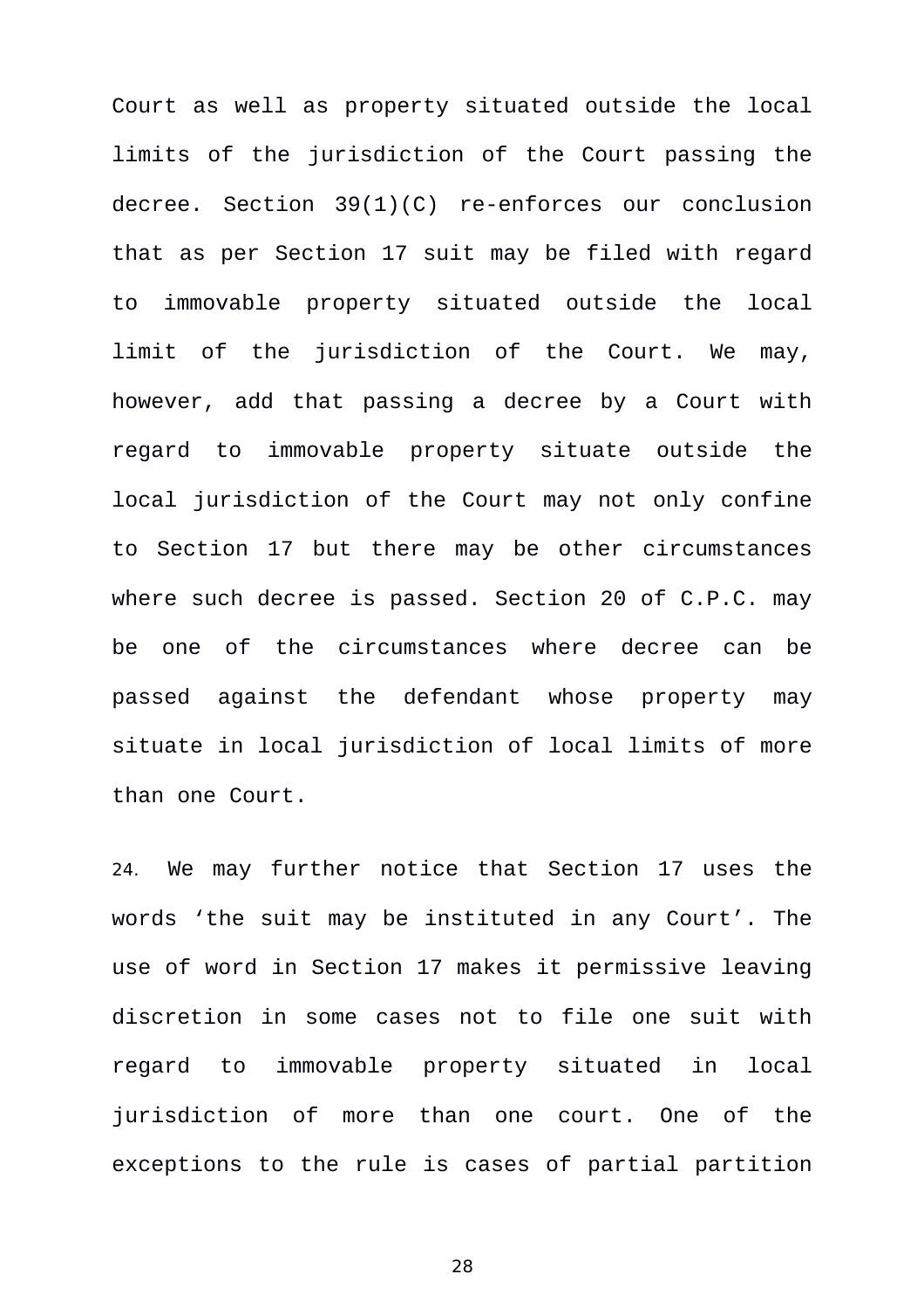Court as well as property situated outside the local limits of the jurisdiction of the Court passing the decree. Section 39(1)(C) re-enforces our conclusion that as per Section 17 suit may be filed with regard to immovable property situated outside the local limit of the jurisdiction of the Court. We may, however, add that passing a decree by a Court with regard to immovable property situate outside the local jurisdiction of the Court may not only confine to Section 17 but there may be other circumstances where such decree is passed. Section 20 of C.P.C. may be one of the circumstances where decree can be passed against the defendant whose property may situate in local jurisdiction of local limits of more than one Court.

24. We may further notice that Section 17 uses the words 'the suit may be instituted in any Court'. The use of word in Section 17 makes it permissive leaving discretion in some cases not to file one suit with regard to immovable property situated in local jurisdiction of more than one court. One of the exceptions to the rule is cases of partial partition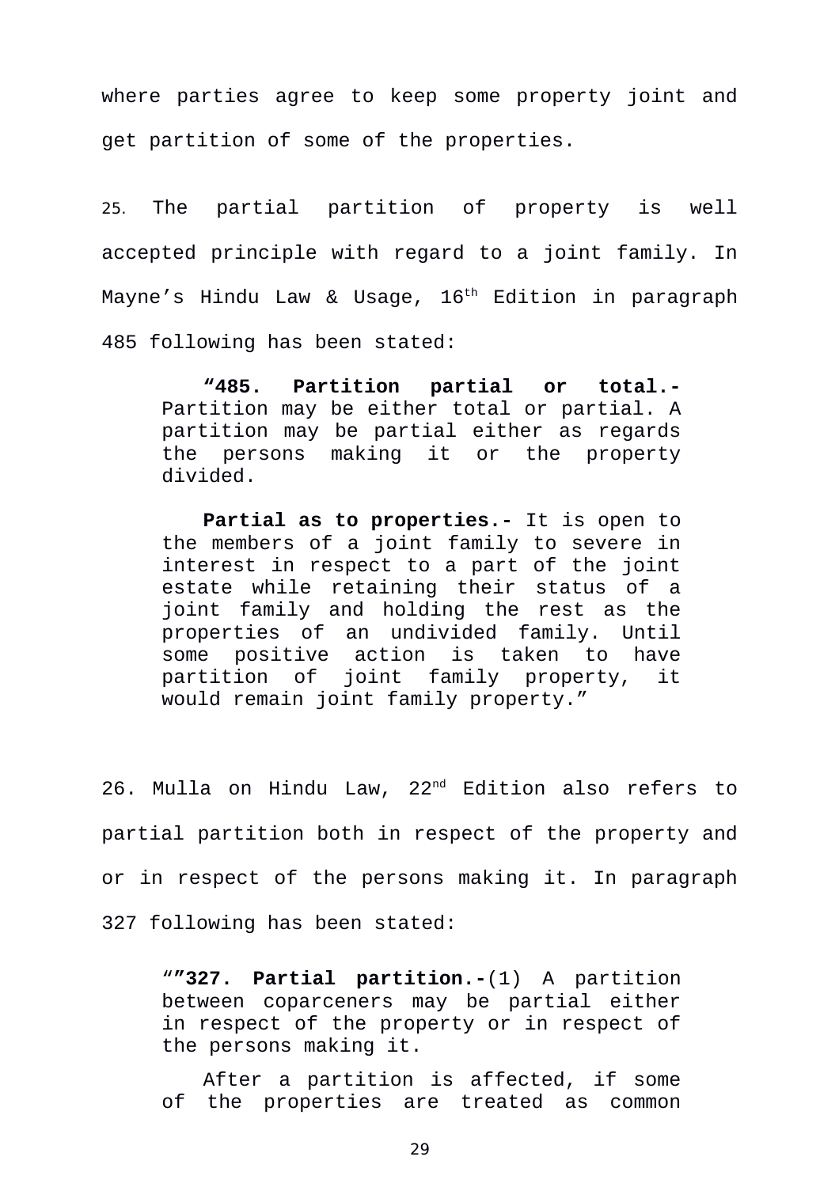where parties agree to keep some property joint and get partition of some of the properties.

25. The partial partition of property is well accepted principle with regard to a joint family. In Mayne's Hindu Law & Usage, 16th Edition in paragraph 485 following has been stated:

> **"485. Partition partial or total.-** Partition may be either total or partial. A partition may be partial either as regards the persons making it or the property divided.
>
> **Partial as to properties.-** It is open to the members of a joint family to severe in interest in respect to a part of the joint estate while retaining their status of a joint family and holding the rest as the properties of an undivided family. Until some positive action is taken to have partition of joint family property, it would remain joint family property."

26. Mulla on Hindu Law, 22nd Edition also refers to partial partition both in respect of the property and or in respect of the persons making it. In paragraph 327 following has been stated:

> ""**327. Partial partition.-**(1) A partition between coparceners may be partial either in respect of the property or in respect of the persons making it.
>
> After a partition is affected, if some of the properties are treated as common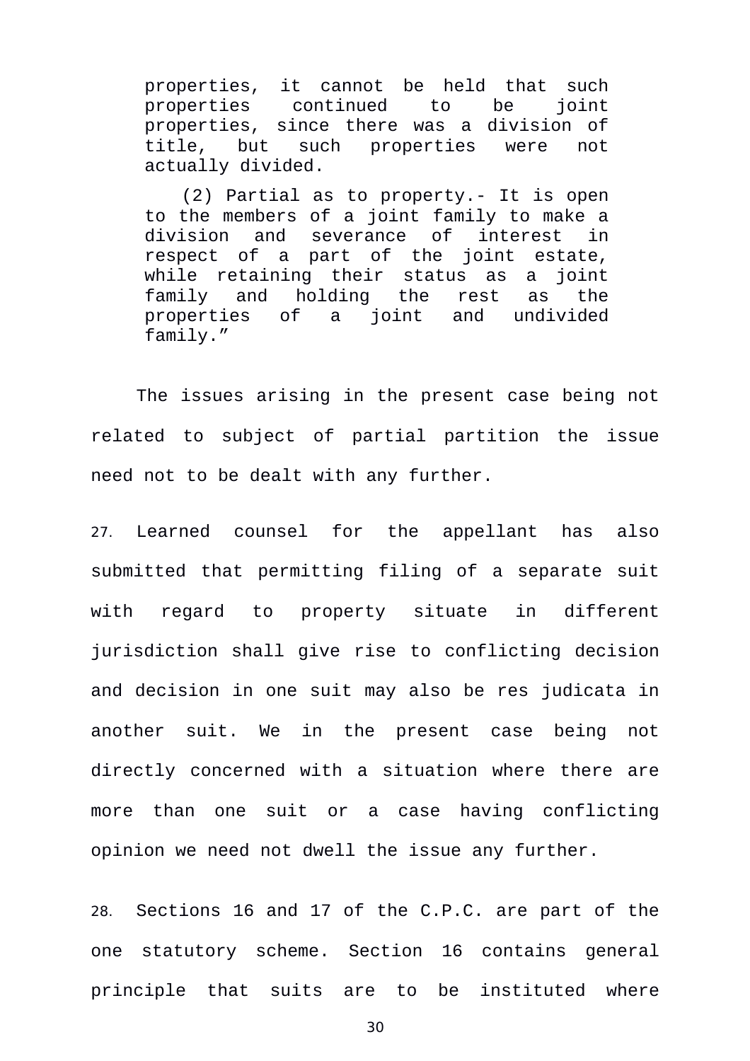> properties, it cannot be held that such properties continued to be joint properties, since there was a division of title, but such properties were not actually divided.
>
> (2) Partial as to property.- It is open to the members of a joint family to make a division and severance of interest in respect of a part of the joint estate, while retaining their status as a joint family and holding the rest as the properties of a joint and undivided family."

The issues arising in the present case being not related to subject of partial partition the issue need not to be dealt with any further.

27. Learned counsel for the appellant has also submitted that permitting filing of a separate suit with regard to property situate in different jurisdiction shall give rise to conflicting decision and decision in one suit may also be res judicata in another suit. We in the present case being not directly concerned with a situation where there are more than one suit or a case having conflicting opinion we need not dwell the issue any further.

28. Sections 16 and 17 of the C.P.C. are part of the one statutory scheme. Section 16 contains general principle that suits are to be instituted where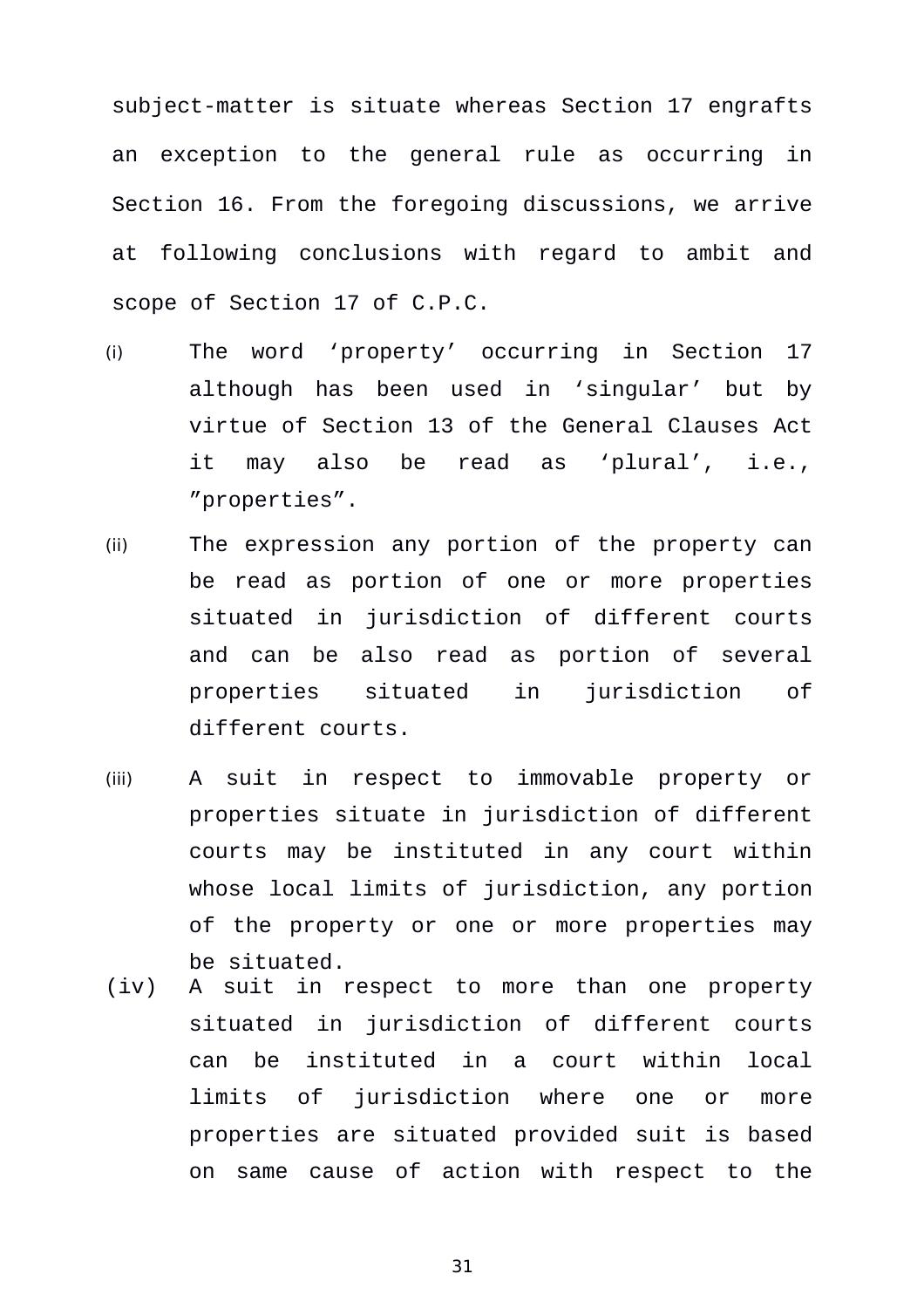subject-matter is situate whereas Section 17 engrafts an exception to the general rule as occurring in Section 16. From the foregoing discussions, we arrive at following conclusions with regard to ambit and scope of Section 17 of C.P.C.

(i) The word ‘property’ occurring in Section 17 although has been used in ‘singular’ but by virtue of Section 13 of the General Clauses Act it may also be read as ‘plural’, i.e., ”properties”.

(ii) The expression any portion of the property can be read as portion of one or more properties situated in jurisdiction of different courts and can be also read as portion of several properties situated in jurisdiction of different courts.

(iii) A suit in respect to immovable property or properties situate in jurisdiction of different courts may be instituted in any court within whose local limits of jurisdiction, any portion of the property or one or more properties may be situated.

(iv) A suit in respect to more than one property situated in jurisdiction of different courts can be instituted in a court within local limits of jurisdiction where one or more properties are situated provided suit is based on same cause of action with respect to the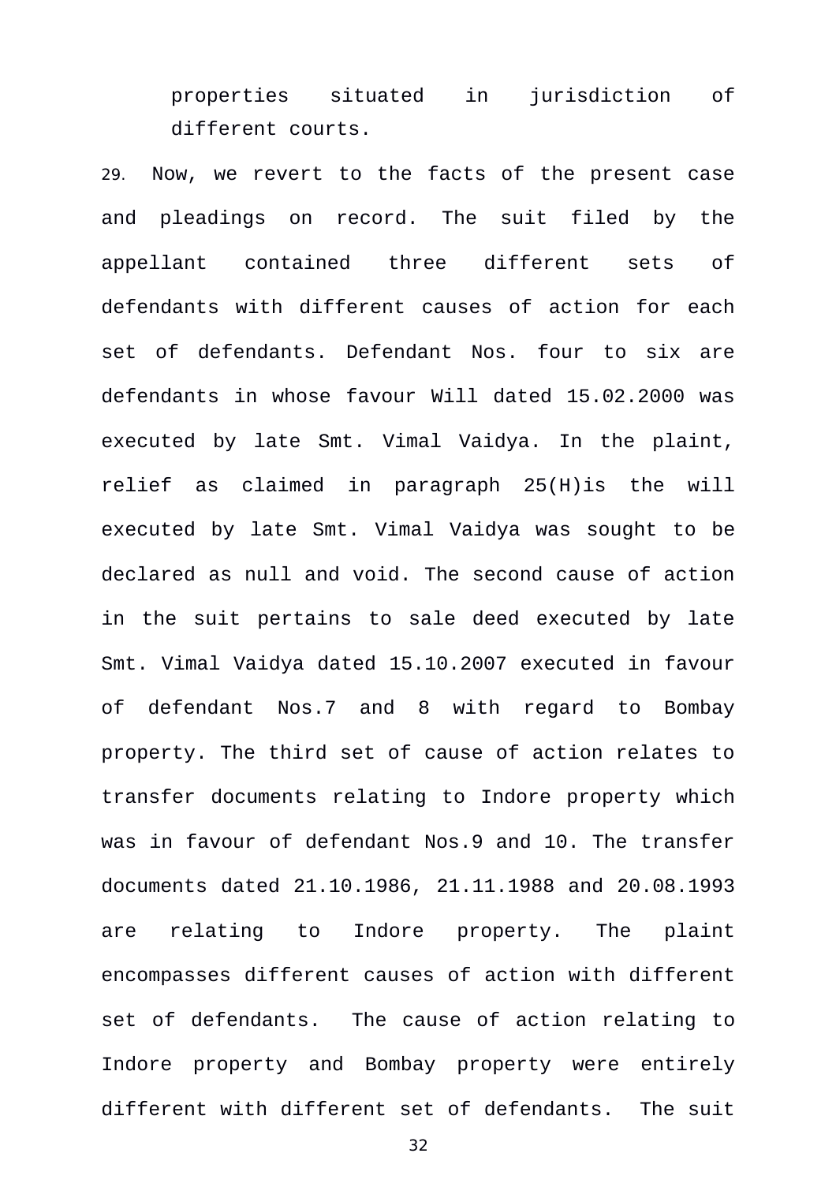properties situated in jurisdiction of different courts.

29. Now, we revert to the facts of the present case and pleadings on record. The suit filed by the appellant contained three different sets of defendants with different causes of action for each set of defendants. Defendant Nos. four to six are defendants in whose favour Will dated 15.02.2000 was executed by late Smt. Vimal Vaidya. In the plaint, relief as claimed in paragraph 25(H)is the will executed by late Smt. Vimal Vaidya was sought to be declared as null and void. The second cause of action in the suit pertains to sale deed executed by late Smt. Vimal Vaidya dated 15.10.2007 executed in favour of defendant Nos.7 and 8 with regard to Bombay property. The third set of cause of action relates to transfer documents relating to Indore property which was in favour of defendant Nos.9 and 10. The transfer documents dated 21.10.1986, 21.11.1988 and 20.08.1993 are relating to Indore property. The plaint encompasses different causes of action with different set of defendants. The cause of action relating to Indore property and Bombay property were entirely different with different set of defendants. The suit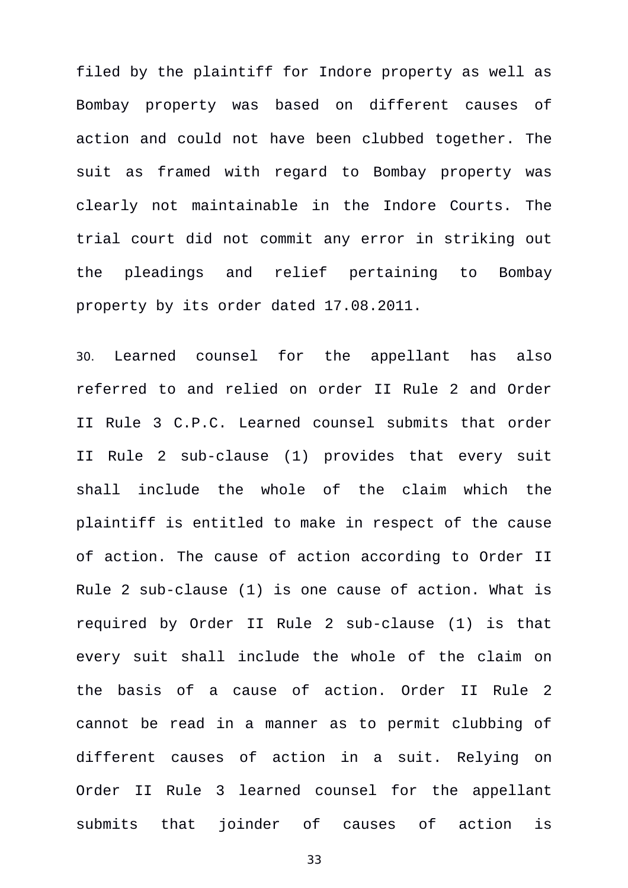filed by the plaintiff for Indore property as well as Bombay property was based on different causes of action and could not have been clubbed together. The suit as framed with regard to Bombay property was clearly not maintainable in the Indore Courts. The trial court did not commit any error in striking out the pleadings and relief pertaining to Bombay property by its order dated 17.08.2011.

30. Learned counsel for the appellant has also referred to and relied on order II Rule 2 and Order II Rule 3 C.P.C. Learned counsel submits that order II Rule 2 sub-clause (1) provides that every suit shall include the whole of the claim which the plaintiff is entitled to make in respect of the cause of action. The cause of action according to Order II Rule 2 sub-clause (1) is one cause of action. What is required by Order II Rule 2 sub-clause (1) is that every suit shall include the whole of the claim on the basis of a cause of action. Order II Rule 2 cannot be read in a manner as to permit clubbing of different causes of action in a suit. Relying on Order II Rule 3 learned counsel for the appellant submits that joinder of causes of action is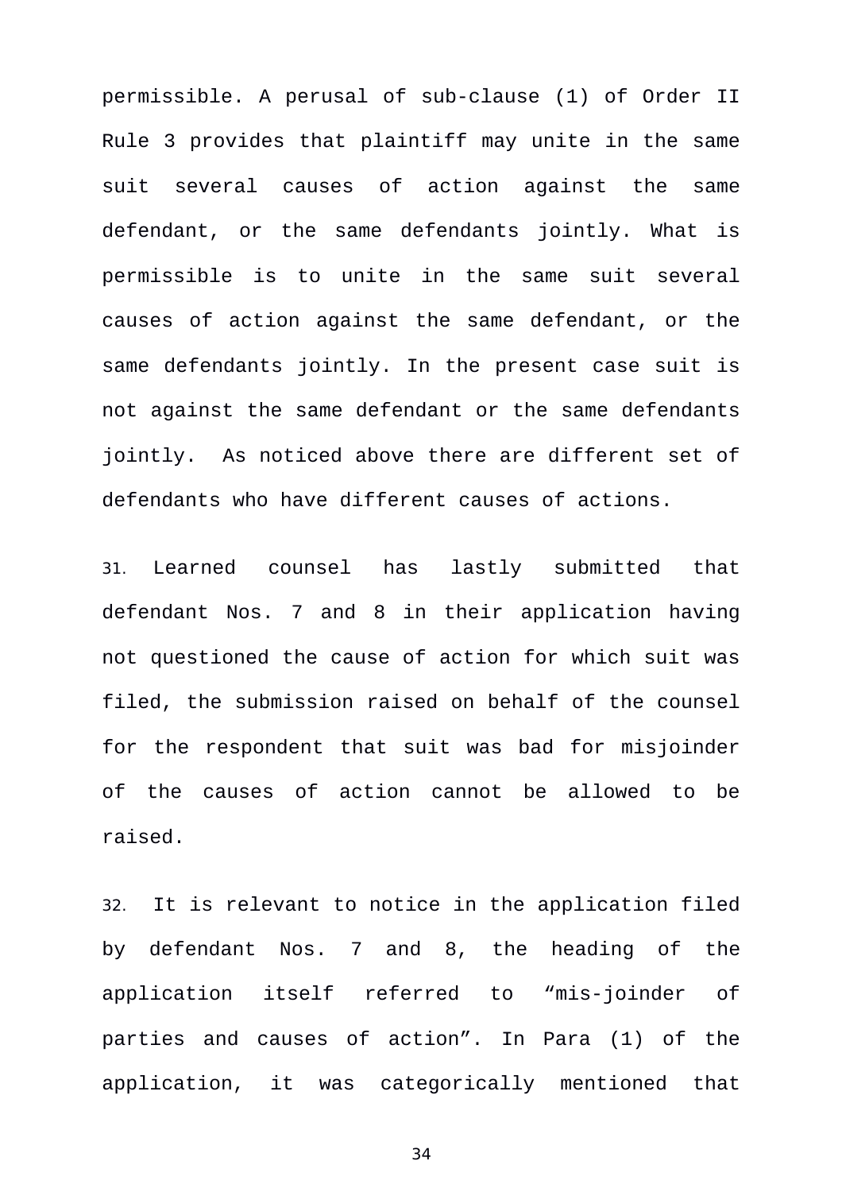permissible. A perusal of sub-clause (1) of Order II Rule 3 provides that plaintiff may unite in the same suit several causes of action against the same defendant, or the same defendants jointly. What is permissible is to unite in the same suit several causes of action against the same defendant, or the same defendants jointly. In the present case suit is not against the same defendant or the same defendants jointly. As noticed above there are different set of defendants who have different causes of actions.

31. Learned counsel has lastly submitted that defendant Nos. 7 and 8 in their application having not questioned the cause of action for which suit was filed, the submission raised on behalf of the counsel for the respondent that suit was bad for misjoinder of the causes of action cannot be allowed to be raised.

32. It is relevant to notice in the application filed by defendant Nos. 7 and 8, the heading of the application itself referred to “mis-joinder of parties and causes of action”. In Para (1) of the application, it was categorically mentioned that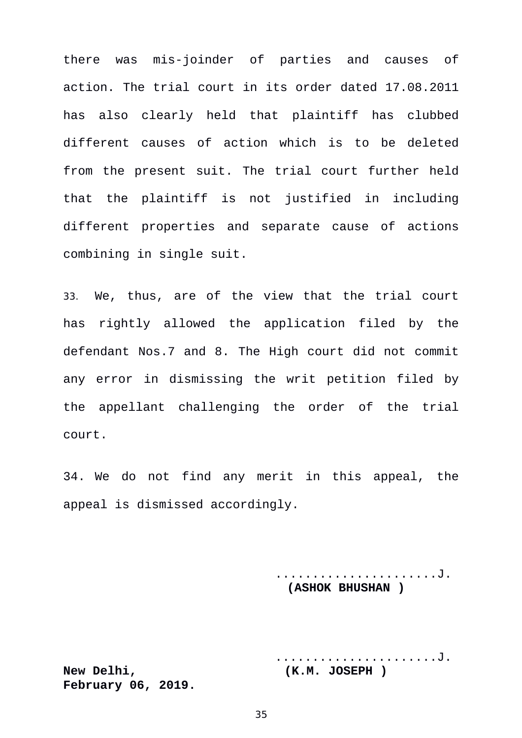there was mis-joinder of parties and causes of action. The trial court in its order dated 17.08.2011 has also clearly held that plaintiff has clubbed different causes of action which is to be deleted from the present suit. The trial court further held that the plaintiff is not justified in including different properties and separate cause of actions combining in single suit.

33. We, thus, are of the view that the trial court has rightly allowed the application filed by the defendant Nos.7 and 8. The High court did not commit any error in dismissing the writ petition filed by the appellant challenging the order of the trial court.

34. We do not find any merit in this appeal, the appeal is dismissed accordingly.

......................J.
**(ASHOK BHUSHAN )**

......................J.
**(K.M. JOSEPH )**

**New Delhi,**
**February 06, 2019.**